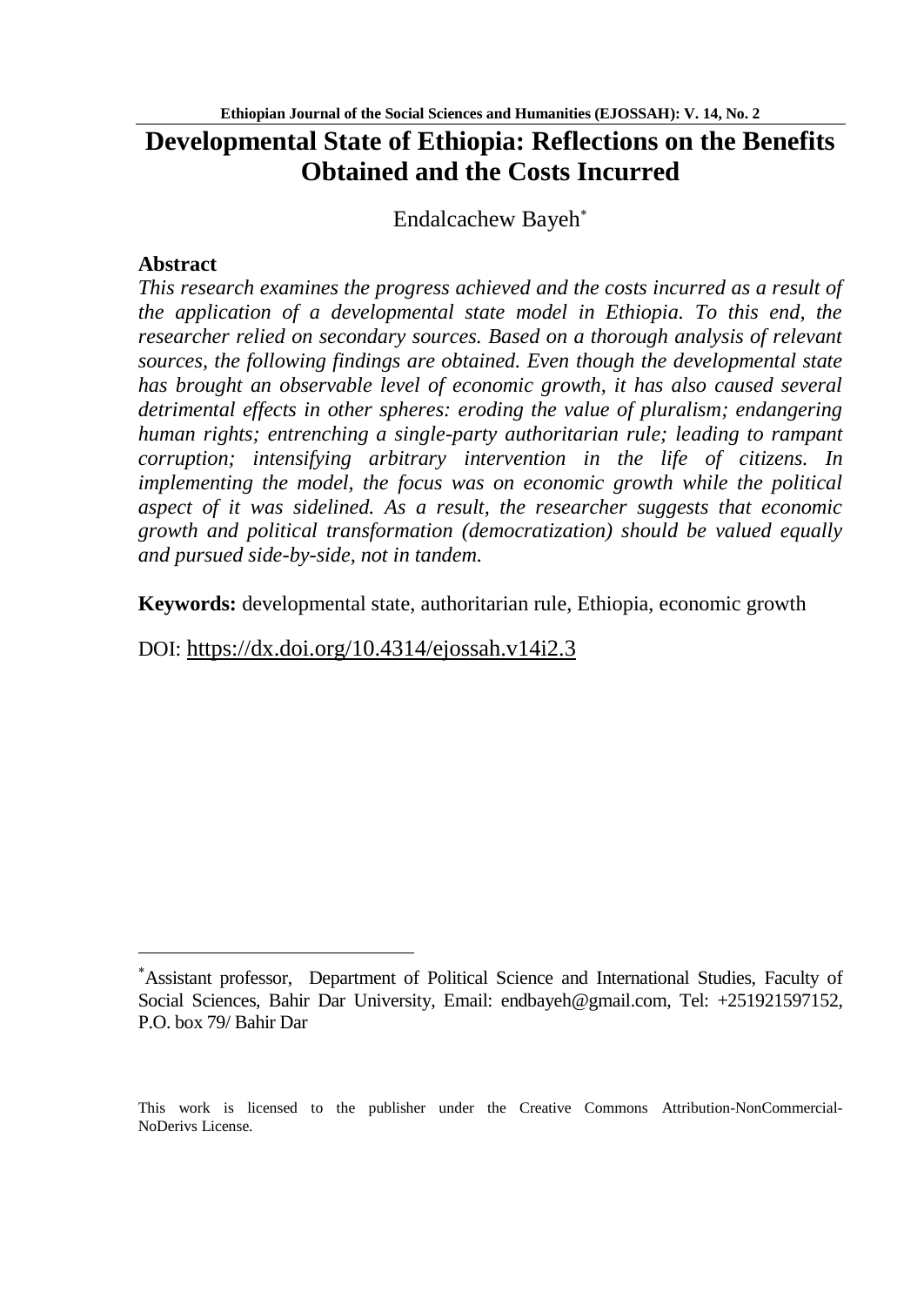# Developmental State of Ethiopia: Reflections on the Benefits Obtained and the Costs Incurred

Endalcachew Bayeh[*]

## Abstract

*This research examines the progress achieved and the costs incurred as a result of the application of a developmental state model in Ethiopia. To this end, the researcher relied on secondary sources. Based on a thorough analysis of relevant sources, the following findings are obtained. Even though the developmental state has brought an observable level of economic growth, it has also caused several detrimental effects in other spheres: eroding the value of pluralism; endangering human rights; entrenching a single-party authoritarian rule; leading to rampant corruption; intensifying arbitrary intervention in the life of citizens. In implementing the model, the focus was on economic growth while the political aspect of it was sidelined. As a result, the researcher suggests that economic growth and political transformation (democratization) should be valued equally and pursued side-by-side, not in tandem.*

**Keywords:** developmental state, authoritarian rule, Ethiopia, economic growth

DOI: https://dx.doi.org/10.4314/ejossah.v14i2.3

---

[*]Assistant professor, Department of Political Science and International Studies, Faculty of Social Sciences, Bahir Dar University, Email: endbayeh@gmail.com, Tel: +251921597152, P.O. box 79/ Bahir Dar

This work is licensed to the publisher under the Creative Commons Attribution-NonCommercial-NoDerivs License.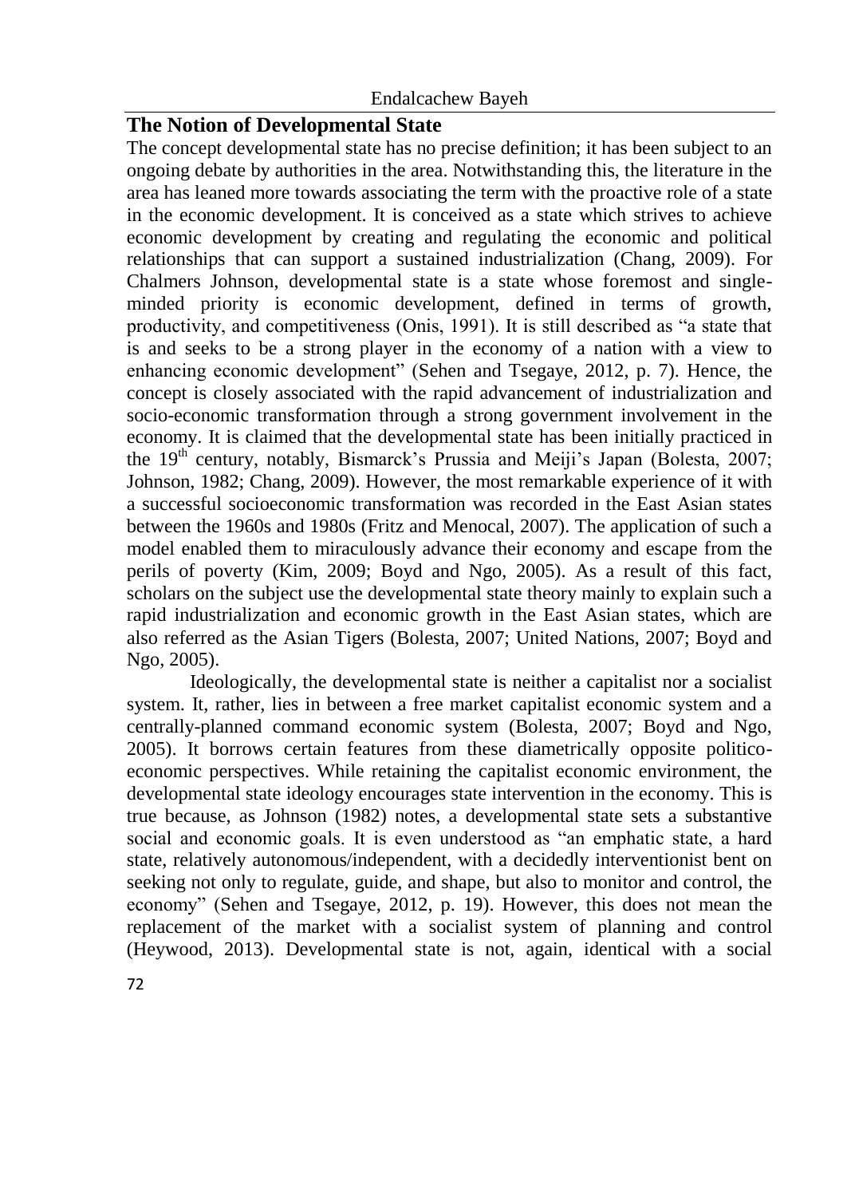## The Notion of Developmental State

The concept developmental state has no precise definition; it has been subject to an ongoing debate by authorities in the area. Notwithstanding this, the literature in the area has leaned more towards associating the term with the proactive role of a state in the economic development. It is conceived as a state which strives to achieve economic development by creating and regulating the economic and political relationships that can support a sustained industrialization (Chang, 2009). For Chalmers Johnson, developmental state is a state whose foremost and single-minded priority is economic development, defined in terms of growth, productivity, and competitiveness (Onis, 1991). It is still described as "a state that is and seeks to be a strong player in the economy of a nation with a view to enhancing economic development" (Sehen and Tsegaye, 2012, p. 7). Hence, the concept is closely associated with the rapid advancement of industrialization and socio-economic transformation through a strong government involvement in the economy. It is claimed that the developmental state has been initially practiced in the 19th century, notably, Bismarck's Prussia and Meiji's Japan (Bolesta, 2007; Johnson, 1982; Chang, 2009). However, the most remarkable experience of it with a successful socioeconomic transformation was recorded in the East Asian states between the 1960s and 1980s (Fritz and Menocal, 2007). The application of such a model enabled them to miraculously advance their economy and escape from the perils of poverty (Kim, 2009; Boyd and Ngo, 2005). As a result of this fact, scholars on the subject use the developmental state theory mainly to explain such a rapid industrialization and economic growth in the East Asian states, which are also referred as the Asian Tigers (Bolesta, 2007; United Nations, 2007; Boyd and Ngo, 2005).

Ideologically, the developmental state is neither a capitalist nor a socialist system. It, rather, lies in between a free market capitalist economic system and a centrally-planned command economic system (Bolesta, 2007; Boyd and Ngo, 2005). It borrows certain features from these diametrically opposite politico-economic perspectives. While retaining the capitalist economic environment, the developmental state ideology encourages state intervention in the economy. This is true because, as Johnson (1982) notes, a developmental state sets a substantive social and economic goals. It is even understood as "an emphatic state, a hard state, relatively autonomous/independent, with a decidedly interventionist bent on seeking not only to regulate, guide, and shape, but also to monitor and control, the economy" (Sehen and Tsegaye, 2012, p. 19). However, this does not mean the replacement of the market with a socialist system of planning and control (Heywood, 2013). Developmental state is not, again, identical with a social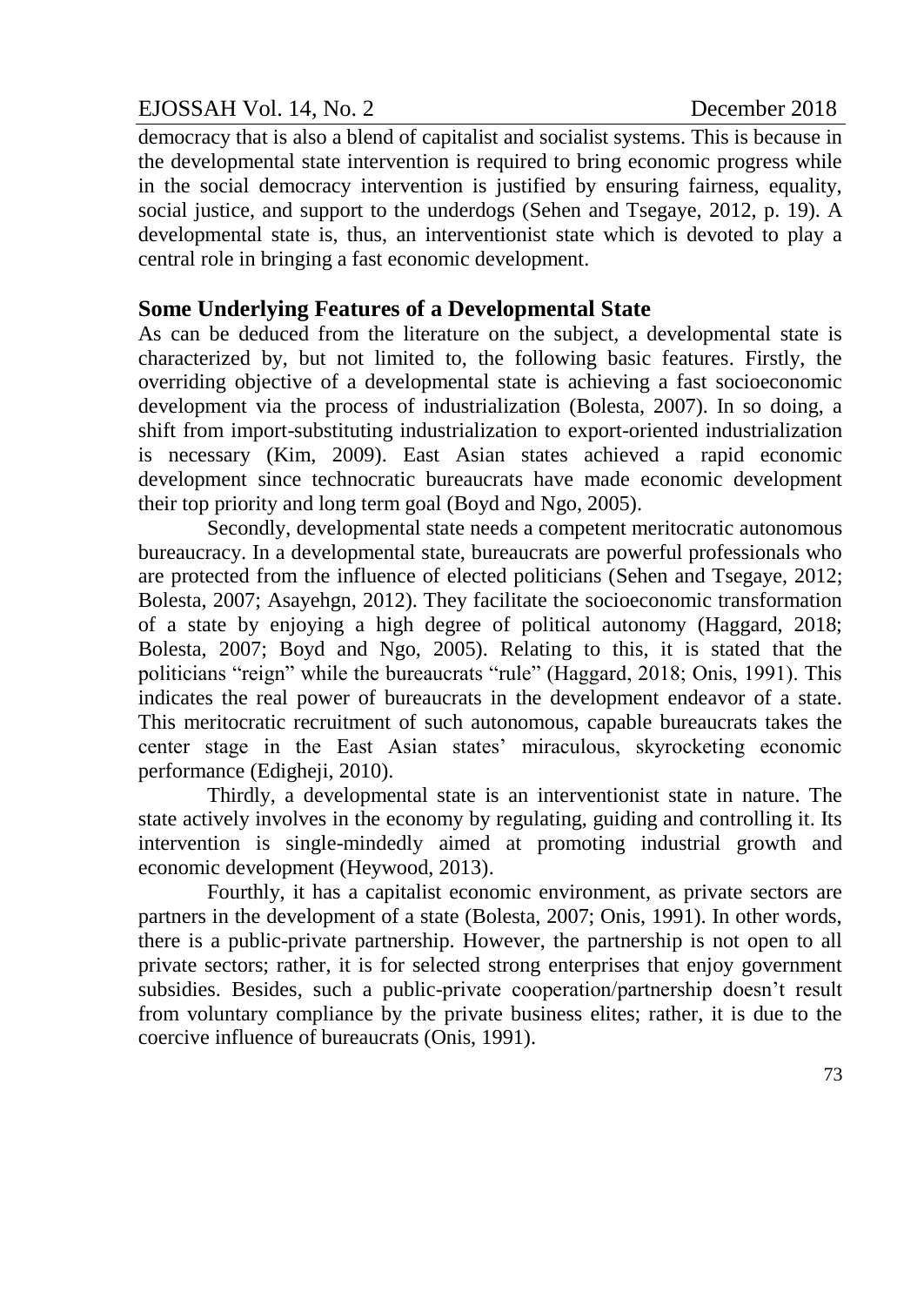democracy that is also a blend of capitalist and socialist systems. This is because in the developmental state intervention is required to bring economic progress while in the social democracy intervention is justified by ensuring fairness, equality, social justice, and support to the underdogs (Sehen and Tsegaye, 2012, p. 19). A developmental state is, thus, an interventionist state which is devoted to play a central role in bringing a fast economic development.

## Some Underlying Features of a Developmental State

As can be deduced from the literature on the subject, a developmental state is characterized by, but not limited to, the following basic features. Firstly, the overriding objective of a developmental state is achieving a fast socioeconomic development via the process of industrialization (Bolesta, 2007). In so doing, a shift from import-substituting industrialization to export-oriented industrialization is necessary (Kim, 2009). East Asian states achieved a rapid economic development since technocratic bureaucrats have made economic development their top priority and long term goal (Boyd and Ngo, 2005).

Secondly, developmental state needs a competent meritocratic autonomous bureaucracy. In a developmental state, bureaucrats are powerful professionals who are protected from the influence of elected politicians (Sehen and Tsegaye, 2012; Bolesta, 2007; Asayehgn, 2012). They facilitate the socioeconomic transformation of a state by enjoying a high degree of political autonomy (Haggard, 2018; Bolesta, 2007; Boyd and Ngo, 2005). Relating to this, it is stated that the politicians "reign" while the bureaucrats "rule" (Haggard, 2018; Onis, 1991). This indicates the real power of bureaucrats in the development endeavor of a state. This meritocratic recruitment of such autonomous, capable bureaucrats takes the center stage in the East Asian states' miraculous, skyrocketing economic performance (Edigheji, 2010).

Thirdly, a developmental state is an interventionist state in nature. The state actively involves in the economy by regulating, guiding and controlling it. Its intervention is single-mindedly aimed at promoting industrial growth and economic development (Heywood, 2013).

Fourthly, it has a capitalist economic environment, as private sectors are partners in the development of a state (Bolesta, 2007; Onis, 1991). In other words, there is a public-private partnership. However, the partnership is not open to all private sectors; rather, it is for selected strong enterprises that enjoy government subsidies. Besides, such a public-private cooperation/partnership doesn't result from voluntary compliance by the private business elites; rather, it is due to the coercive influence of bureaucrats (Onis, 1991).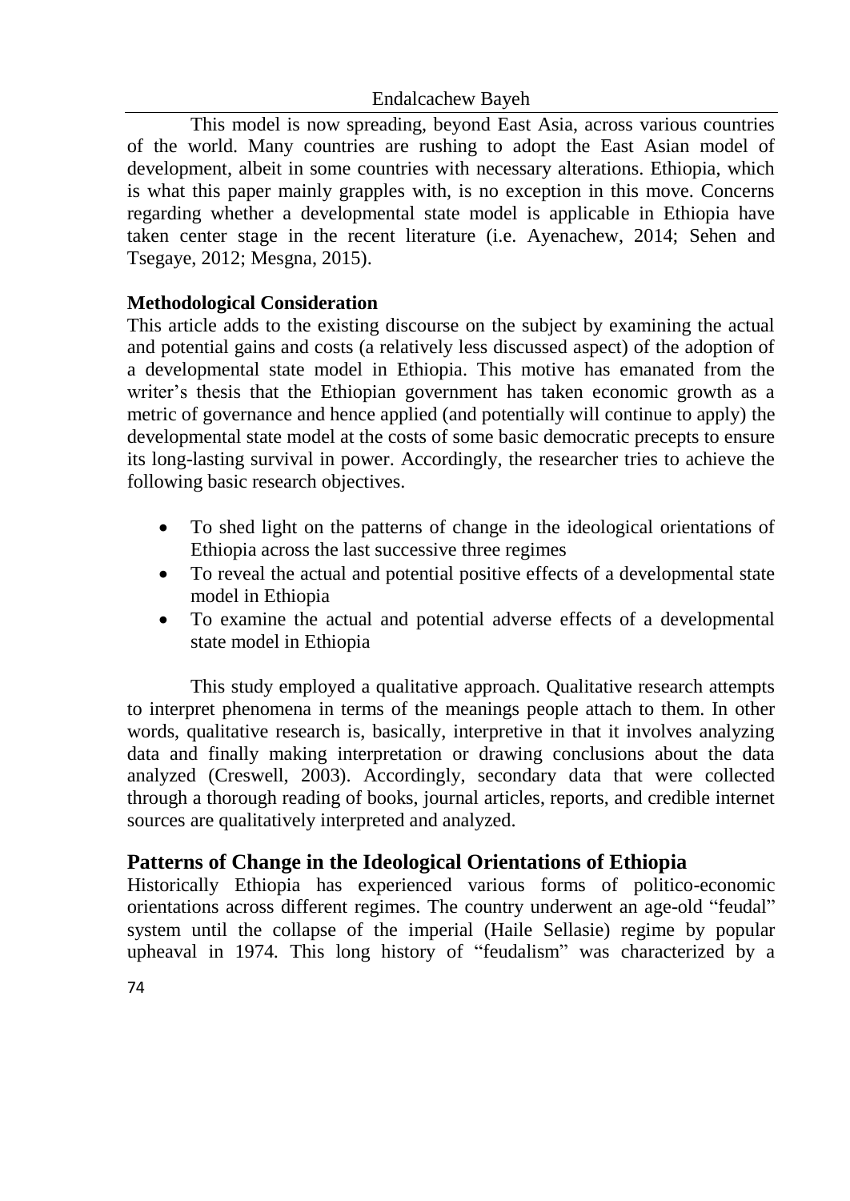This model is now spreading, beyond East Asia, across various countries of the world. Many countries are rushing to adopt the East Asian model of development, albeit in some countries with necessary alterations. Ethiopia, which is what this paper mainly grapples with, is no exception in this move. Concerns regarding whether a developmental state model is applicable in Ethiopia have taken center stage in the recent literature (i.e. Ayenachew, 2014; Sehen and Tsegaye, 2012; Mesgna, 2015).

**Methodological Consideration**

This article adds to the existing discourse on the subject by examining the actual and potential gains and costs (a relatively less discussed aspect) of the adoption of a developmental state model in Ethiopia. This motive has emanated from the writer's thesis that the Ethiopian government has taken economic growth as a metric of governance and hence applied (and potentially will continue to apply) the developmental state model at the costs of some basic democratic precepts to ensure its long-lasting survival in power. Accordingly, the researcher tries to achieve the following basic research objectives.

- To shed light on the patterns of change in the ideological orientations of Ethiopia across the last successive three regimes
- To reveal the actual and potential positive effects of a developmental state model in Ethiopia
- To examine the actual and potential adverse effects of a developmental state model in Ethiopia

This study employed a qualitative approach. Qualitative research attempts to interpret phenomena in terms of the meanings people attach to them. In other words, qualitative research is, basically, interpretive in that it involves analyzing data and finally making interpretation or drawing conclusions about the data analyzed (Creswell, 2003). Accordingly, secondary data that were collected through a thorough reading of books, journal articles, reports, and credible internet sources are qualitatively interpreted and analyzed.

## Patterns of Change in the Ideological Orientations of Ethiopia

Historically Ethiopia has experienced various forms of politico-economic orientations across different regimes. The country underwent an age-old "feudal" system until the collapse of the imperial (Haile Sellasie) regime by popular upheaval in 1974. This long history of "feudalism" was characterized by a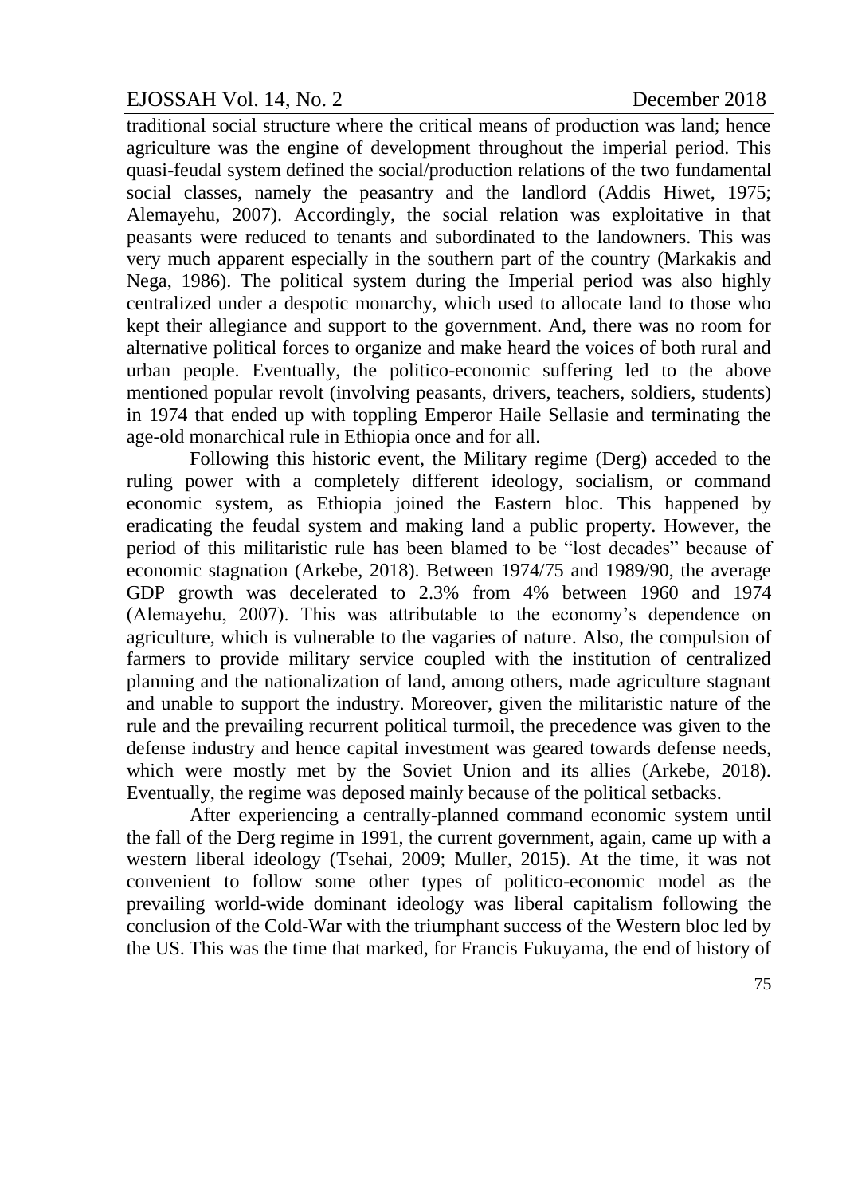traditional social structure where the critical means of production was land; hence agriculture was the engine of development throughout the imperial period. This quasi-feudal system defined the social/production relations of the two fundamental social classes, namely the peasantry and the landlord (Addis Hiwet, 1975; Alemayehu, 2007). Accordingly, the social relation was exploitative in that peasants were reduced to tenants and subordinated to the landowners. This was very much apparent especially in the southern part of the country (Markakis and Nega, 1986). The political system during the Imperial period was also highly centralized under a despotic monarchy, which used to allocate land to those who kept their allegiance and support to the government. And, there was no room for alternative political forces to organize and make heard the voices of both rural and urban people. Eventually, the politico-economic suffering led to the above mentioned popular revolt (involving peasants, drivers, teachers, soldiers, students) in 1974 that ended up with toppling Emperor Haile Sellasie and terminating the age-old monarchical rule in Ethiopia once and for all.

Following this historic event, the Military regime (Derg) acceded to the ruling power with a completely different ideology, socialism, or command economic system, as Ethiopia joined the Eastern bloc. This happened by eradicating the feudal system and making land a public property. However, the period of this militaristic rule has been blamed to be "lost decades" because of economic stagnation (Arkebe, 2018). Between 1974/75 and 1989/90, the average GDP growth was decelerated to 2.3% from 4% between 1960 and 1974 (Alemayehu, 2007). This was attributable to the economy's dependence on agriculture, which is vulnerable to the vagaries of nature. Also, the compulsion of farmers to provide military service coupled with the institution of centralized planning and the nationalization of land, among others, made agriculture stagnant and unable to support the industry. Moreover, given the militaristic nature of the rule and the prevailing recurrent political turmoil, the precedence was given to the defense industry and hence capital investment was geared towards defense needs, which were mostly met by the Soviet Union and its allies (Arkebe, 2018). Eventually, the regime was deposed mainly because of the political setbacks.

After experiencing a centrally-planned command economic system until the fall of the Derg regime in 1991, the current government, again, came up with a western liberal ideology (Tsehai, 2009; Muller, 2015). At the time, it was not convenient to follow some other types of politico-economic model as the prevailing world-wide dominant ideology was liberal capitalism following the conclusion of the Cold-War with the triumphant success of the Western bloc led by the US. This was the time that marked, for Francis Fukuyama, the end of history of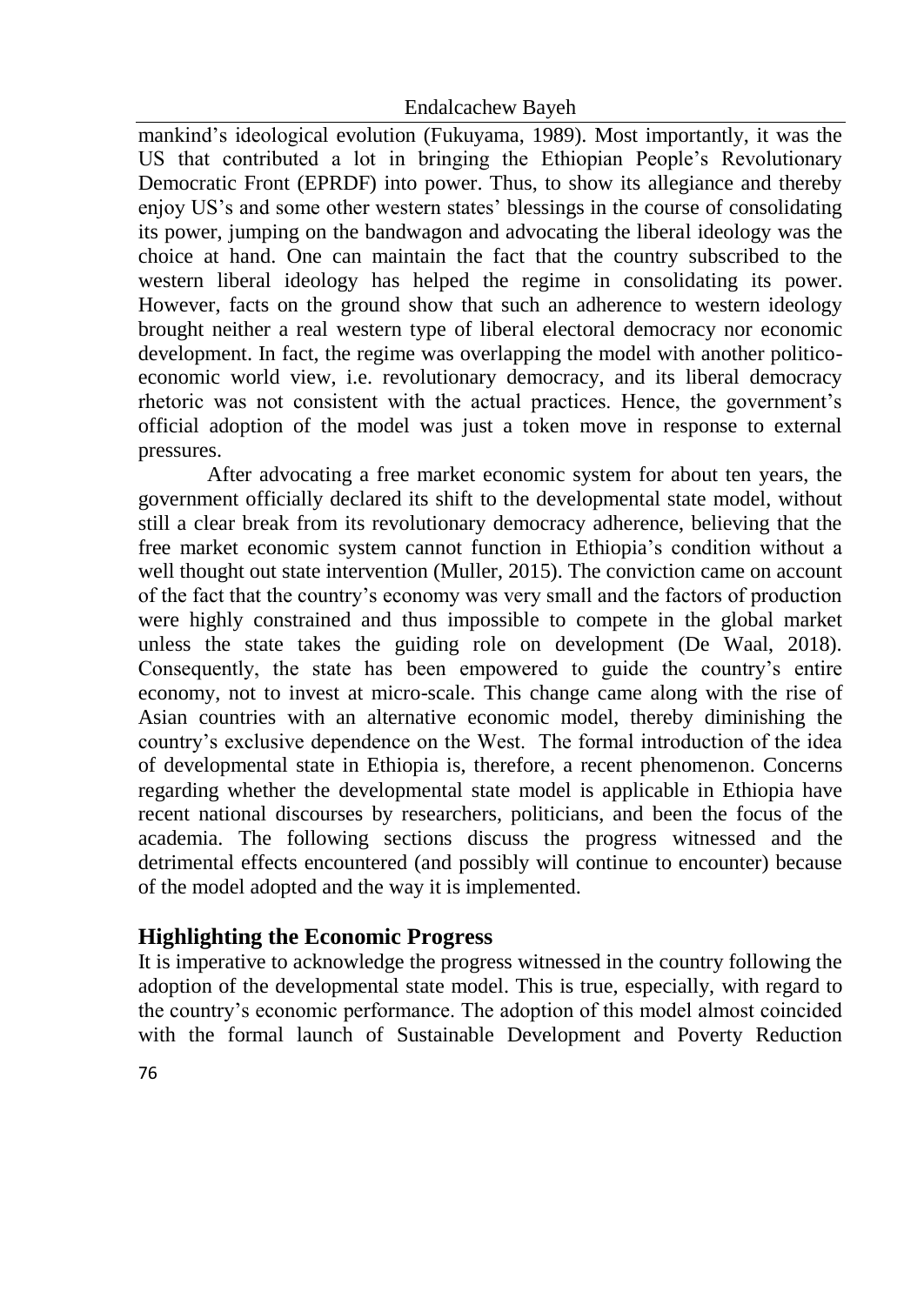mankind's ideological evolution (Fukuyama, 1989). Most importantly, it was the US that contributed a lot in bringing the Ethiopian People's Revolutionary Democratic Front (EPRDF) into power. Thus, to show its allegiance and thereby enjoy US's and some other western states' blessings in the course of consolidating its power, jumping on the bandwagon and advocating the liberal ideology was the choice at hand. One can maintain the fact that the country subscribed to the western liberal ideology has helped the regime in consolidating its power. However, facts on the ground show that such an adherence to western ideology brought neither a real western type of liberal electoral democracy nor economic development. In fact, the regime was overlapping the model with another politico-economic world view, i.e. revolutionary democracy, and its liberal democracy rhetoric was not consistent with the actual practices. Hence, the government's official adoption of the model was just a token move in response to external pressures.

After advocating a free market economic system for about ten years, the government officially declared its shift to the developmental state model, without still a clear break from its revolutionary democracy adherence, believing that the free market economic system cannot function in Ethiopia's condition without a well thought out state intervention (Muller, 2015). The conviction came on account of the fact that the country's economy was very small and the factors of production were highly constrained and thus impossible to compete in the global market unless the state takes the guiding role on development (De Waal, 2018). Consequently, the state has been empowered to guide the country's entire economy, not to invest at micro-scale. This change came along with the rise of Asian countries with an alternative economic model, thereby diminishing the country's exclusive dependence on the West. The formal introduction of the idea of developmental state in Ethiopia is, therefore, a recent phenomenon. Concerns regarding whether the developmental state model is applicable in Ethiopia have recent national discourses by researchers, politicians, and been the focus of the academia. The following sections discuss the progress witnessed and the detrimental effects encountered (and possibly will continue to encounter) because of the model adopted and the way it is implemented.

## Highlighting the Economic Progress

It is imperative to acknowledge the progress witnessed in the country following the adoption of the developmental state model. This is true, especially, with regard to the country's economic performance. The adoption of this model almost coincided with the formal launch of Sustainable Development and Poverty Reduction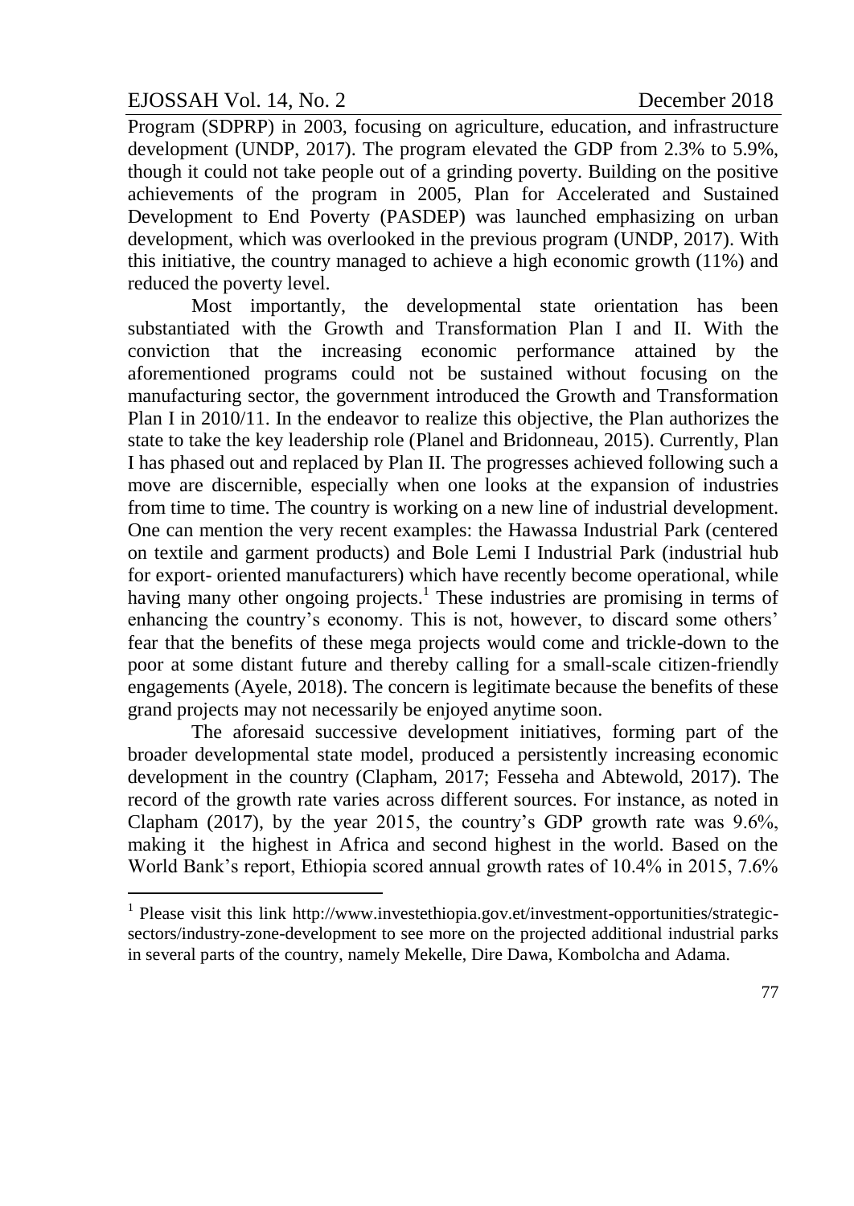Program (SDPRP) in 2003, focusing on agriculture, education, and infrastructure development (UNDP, 2017). The program elevated the GDP from 2.3% to 5.9%, though it could not take people out of a grinding poverty. Building on the positive achievements of the program in 2005, Plan for Accelerated and Sustained Development to End Poverty (PASDEP) was launched emphasizing on urban development, which was overlooked in the previous program (UNDP, 2017). With this initiative, the country managed to achieve a high economic growth (11%) and reduced the poverty level.

Most importantly, the developmental state orientation has been substantiated with the Growth and Transformation Plan I and II. With the conviction that the increasing economic performance attained by the aforementioned programs could not be sustained without focusing on the manufacturing sector, the government introduced the Growth and Transformation Plan I in 2010/11. In the endeavor to realize this objective, the Plan authorizes the state to take the key leadership role (Planel and Bridonneau, 2015). Currently, Plan I has phased out and replaced by Plan II. The progresses achieved following such a move are discernible, especially when one looks at the expansion of industries from time to time. The country is working on a new line of industrial development. One can mention the very recent examples: the Hawassa Industrial Park (centered on textile and garment products) and Bole Lemi I Industrial Park (industrial hub for export- oriented manufacturers) which have recently become operational, while having many other ongoing projects.[1] These industries are promising in terms of enhancing the country's economy. This is not, however, to discard some others' fear that the benefits of these mega projects would come and trickle-down to the poor at some distant future and thereby calling for a small-scale citizen-friendly engagements (Ayele, 2018). The concern is legitimate because the benefits of these grand projects may not necessarily be enjoyed anytime soon.

The aforesaid successive development initiatives, forming part of the broader developmental state model, produced a persistently increasing economic development in the country (Clapham, 2017; Fesseha and Abtewold, 2017). The record of the growth rate varies across different sources. For instance, as noted in Clapham (2017), by the year 2015, the country's GDP growth rate was 9.6%, making it the highest in Africa and second highest in the world. Based on the World Bank's report, Ethiopia scored annual growth rates of 10.4% in 2015, 7.6%

---

[1] Please visit this link http://www.investethiopia.gov.et/investment-opportunities/strategic-sectors/industry-zone-development to see more on the projected additional industrial parks in several parts of the country, namely Mekelle, Dire Dawa, Kombolcha and Adama.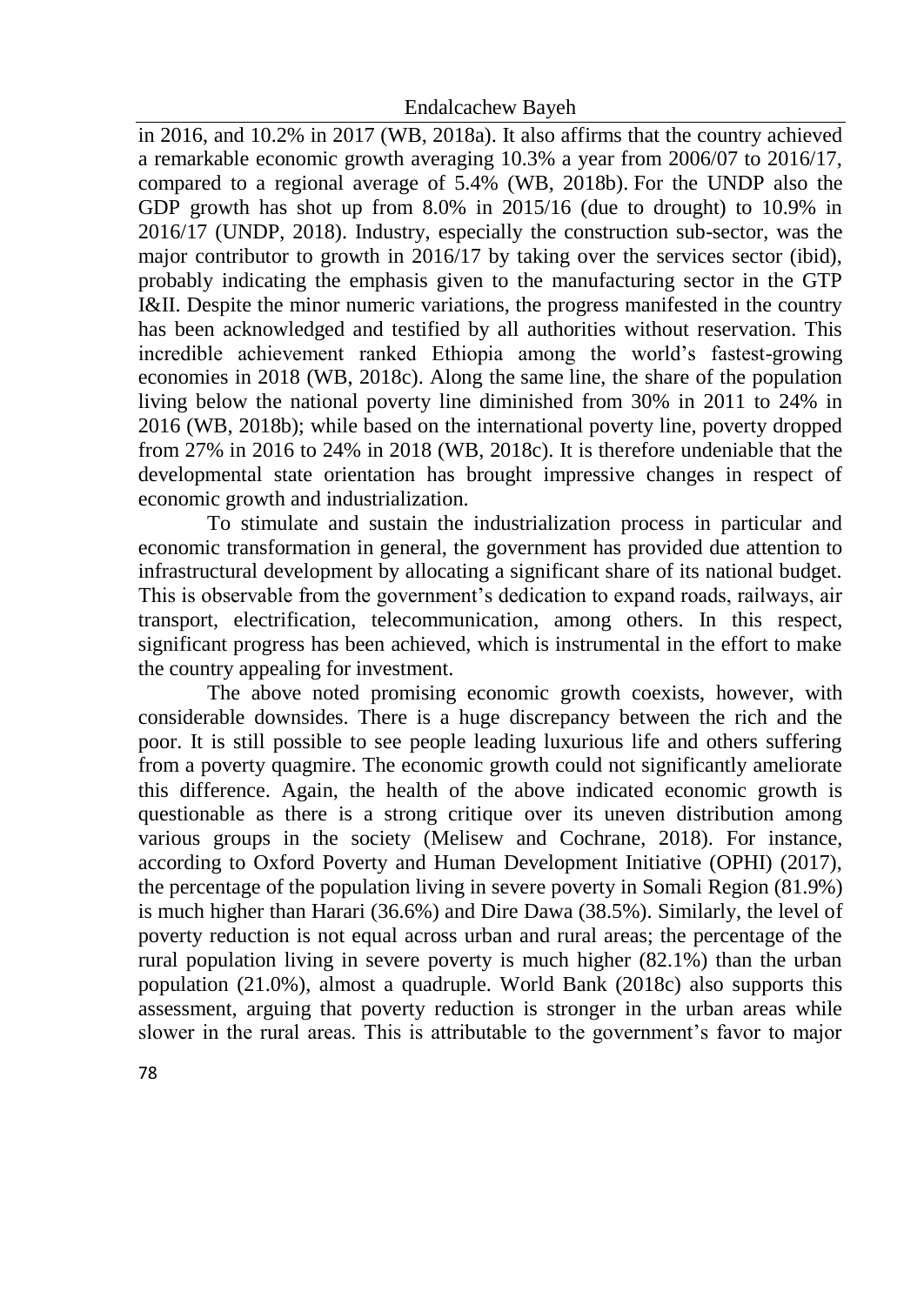in 2016, and 10.2% in 2017 (WB, 2018a). It also affirms that the country achieved a remarkable economic growth averaging 10.3% a year from 2006/07 to 2016/17, compared to a regional average of 5.4% (WB, 2018b). For the UNDP also the GDP growth has shot up from 8.0% in 2015/16 (due to drought) to 10.9% in 2016/17 (UNDP, 2018). Industry, especially the construction sub-sector, was the major contributor to growth in 2016/17 by taking over the services sector (ibid), probably indicating the emphasis given to the manufacturing sector in the GTP I&II. Despite the minor numeric variations, the progress manifested in the country has been acknowledged and testified by all authorities without reservation. This incredible achievement ranked Ethiopia among the world's fastest-growing economies in 2018 (WB, 2018c). Along the same line, the share of the population living below the national poverty line diminished from 30% in 2011 to 24% in 2016 (WB, 2018b); while based on the international poverty line, poverty dropped from 27% in 2016 to 24% in 2018 (WB, 2018c). It is therefore undeniable that the developmental state orientation has brought impressive changes in respect of economic growth and industrialization.

To stimulate and sustain the industrialization process in particular and economic transformation in general, the government has provided due attention to infrastructural development by allocating a significant share of its national budget. This is observable from the government's dedication to expand roads, railways, air transport, electrification, telecommunication, among others. In this respect, significant progress has been achieved, which is instrumental in the effort to make the country appealing for investment.

The above noted promising economic growth coexists, however, with considerable downsides. There is a huge discrepancy between the rich and the poor. It is still possible to see people leading luxurious life and others suffering from a poverty quagmire. The economic growth could not significantly ameliorate this difference. Again, the health of the above indicated economic growth is questionable as there is a strong critique over its uneven distribution among various groups in the society (Melisew and Cochrane, 2018). For instance, according to Oxford Poverty and Human Development Initiative (OPHI) (2017), the percentage of the population living in severe poverty in Somali Region (81.9%) is much higher than Harari (36.6%) and Dire Dawa (38.5%). Similarly, the level of poverty reduction is not equal across urban and rural areas; the percentage of the rural population living in severe poverty is much higher (82.1%) than the urban population (21.0%), almost a quadruple. World Bank (2018c) also supports this assessment, arguing that poverty reduction is stronger in the urban areas while slower in the rural areas. This is attributable to the government's favor to major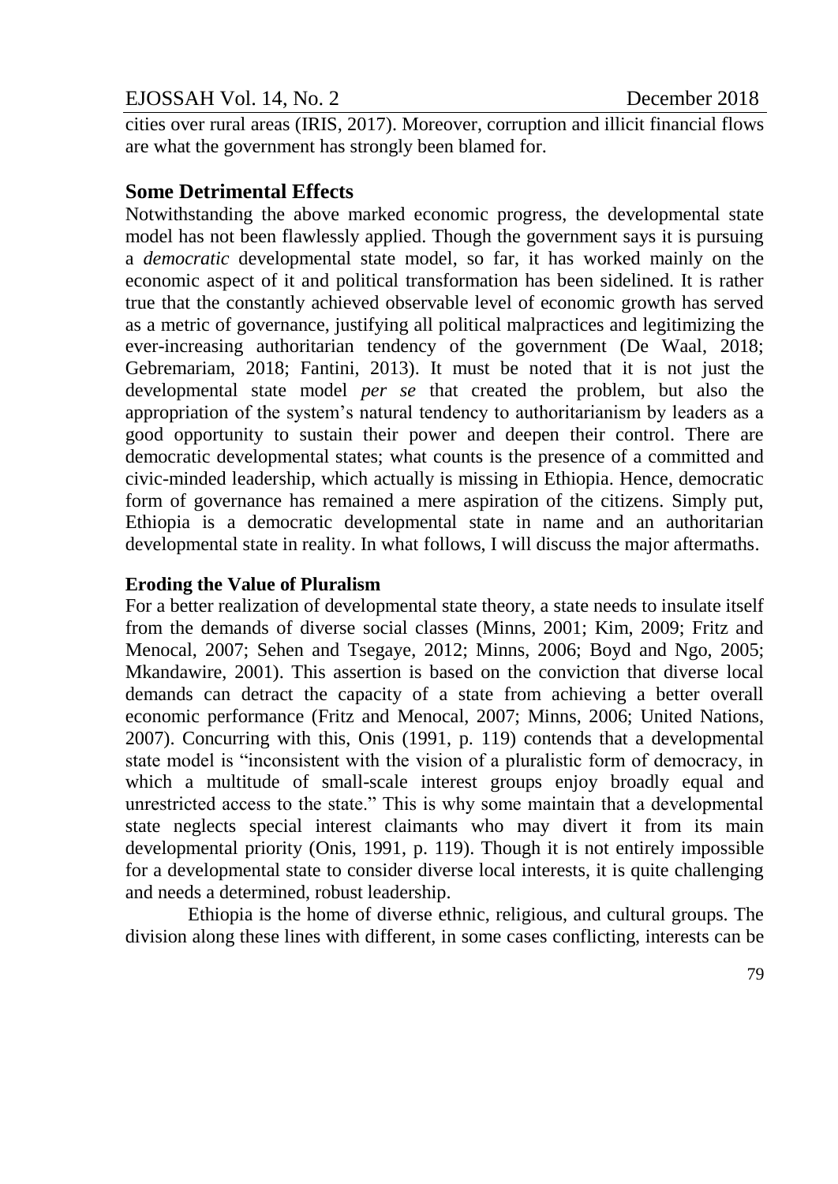cities over rural areas (IRIS, 2017). Moreover, corruption and illicit financial flows are what the government has strongly been blamed for.

## Some Detrimental Effects

Notwithstanding the above marked economic progress, the developmental state model has not been flawlessly applied. Though the government says it is pursuing a *democratic* developmental state model, so far, it has worked mainly on the economic aspect of it and political transformation has been sidelined. It is rather true that the constantly achieved observable level of economic growth has served as a metric of governance, justifying all political malpractices and legitimizing the ever-increasing authoritarian tendency of the government (De Waal, 2018; Gebremariam, 2018; Fantini, 2013). It must be noted that it is not just the developmental state model *per se* that created the problem, but also the appropriation of the system's natural tendency to authoritarianism by leaders as a good opportunity to sustain their power and deepen their control. There are democratic developmental states; what counts is the presence of a committed and civic-minded leadership, which actually is missing in Ethiopia. Hence, democratic form of governance has remained a mere aspiration of the citizens. Simply put, Ethiopia is a democratic developmental state in name and an authoritarian developmental state in reality. In what follows, I will discuss the major aftermaths.

### Eroding the Value of Pluralism

For a better realization of developmental state theory, a state needs to insulate itself from the demands of diverse social classes (Minns, 2001; Kim, 2009; Fritz and Menocal, 2007; Sehen and Tsegaye, 2012; Minns, 2006; Boyd and Ngo, 2005; Mkandawire, 2001). This assertion is based on the conviction that diverse local demands can detract the capacity of a state from achieving a better overall economic performance (Fritz and Menocal, 2007; Minns, 2006; United Nations, 2007). Concurring with this, Onis (1991, p. 119) contends that a developmental state model is "inconsistent with the vision of a pluralistic form of democracy, in which a multitude of small-scale interest groups enjoy broadly equal and unrestricted access to the state." This is why some maintain that a developmental state neglects special interest claimants who may divert it from its main developmental priority (Onis, 1991, p. 119). Though it is not entirely impossible for a developmental state to consider diverse local interests, it is quite challenging and needs a determined, robust leadership.

Ethiopia is the home of diverse ethnic, religious, and cultural groups. The division along these lines with different, in some cases conflicting, interests can be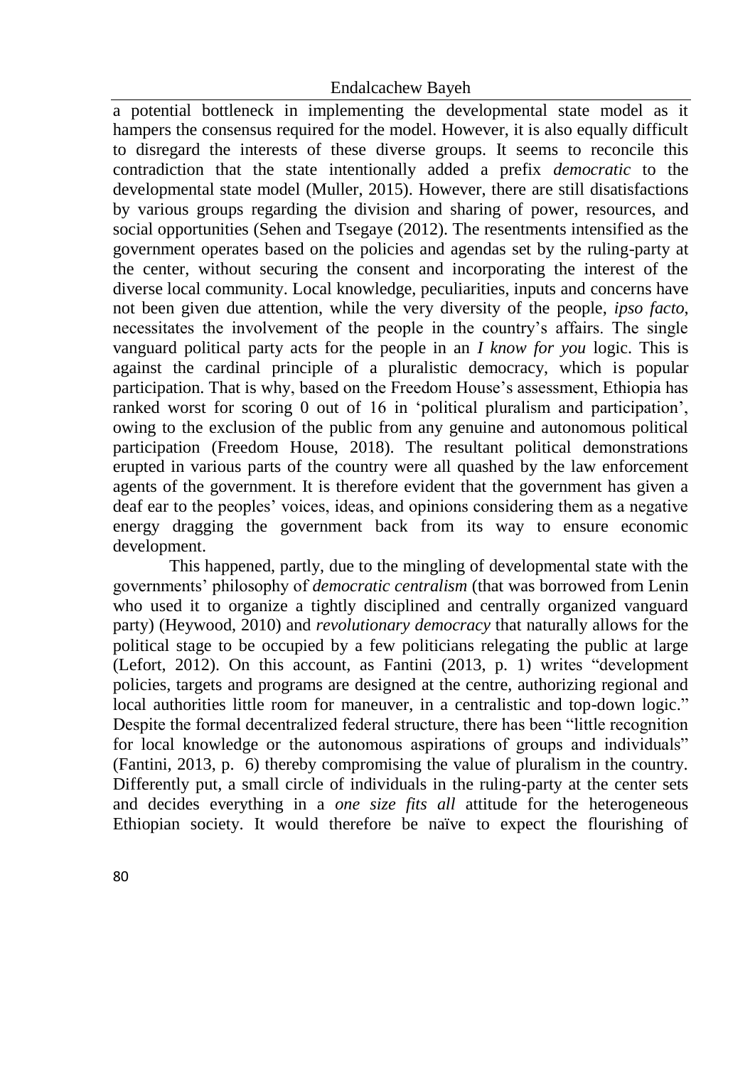a potential bottleneck in implementing the developmental state model as it hampers the consensus required for the model. However, it is also equally difficult to disregard the interests of these diverse groups. It seems to reconcile this contradiction that the state intentionally added a prefix *democratic* to the developmental state model (Muller, 2015). However, there are still disatisfactions by various groups regarding the division and sharing of power, resources, and social opportunities (Sehen and Tsegaye (2012). The resentments intensified as the government operates based on the policies and agendas set by the ruling-party at the center, without securing the consent and incorporating the interest of the diverse local community. Local knowledge, peculiarities, inputs and concerns have not been given due attention, while the very diversity of the people, *ipso facto*, necessitates the involvement of the people in the country's affairs. The single vanguard political party acts for the people in an *I know for you* logic. This is against the cardinal principle of a pluralistic democracy, which is popular participation. That is why, based on the Freedom House's assessment, Ethiopia has ranked worst for scoring 0 out of 16 in 'political pluralism and participation', owing to the exclusion of the public from any genuine and autonomous political participation (Freedom House, 2018). The resultant political demonstrations erupted in various parts of the country were all quashed by the law enforcement agents of the government. It is therefore evident that the government has given a deaf ear to the peoples' voices, ideas, and opinions considering them as a negative energy dragging the government back from its way to ensure economic development.

This happened, partly, due to the mingling of developmental state with the governments' philosophy of *democratic centralism* (that was borrowed from Lenin who used it to organize a tightly disciplined and centrally organized vanguard party) (Heywood, 2010) and *revolutionary democracy* that naturally allows for the political stage to be occupied by a few politicians relegating the public at large (Lefort, 2012). On this account, as Fantini (2013, p. 1) writes "development policies, targets and programs are designed at the centre, authorizing regional and local authorities little room for maneuver, in a centralistic and top-down logic." Despite the formal decentralized federal structure, there has been "little recognition for local knowledge or the autonomous aspirations of groups and individuals" (Fantini, 2013, p. 6) thereby compromising the value of pluralism in the country. Differently put, a small circle of individuals in the ruling-party at the center sets and decides everything in a *one size fits all* attitude for the heterogeneous Ethiopian society. It would therefore be naïve to expect the flourishing of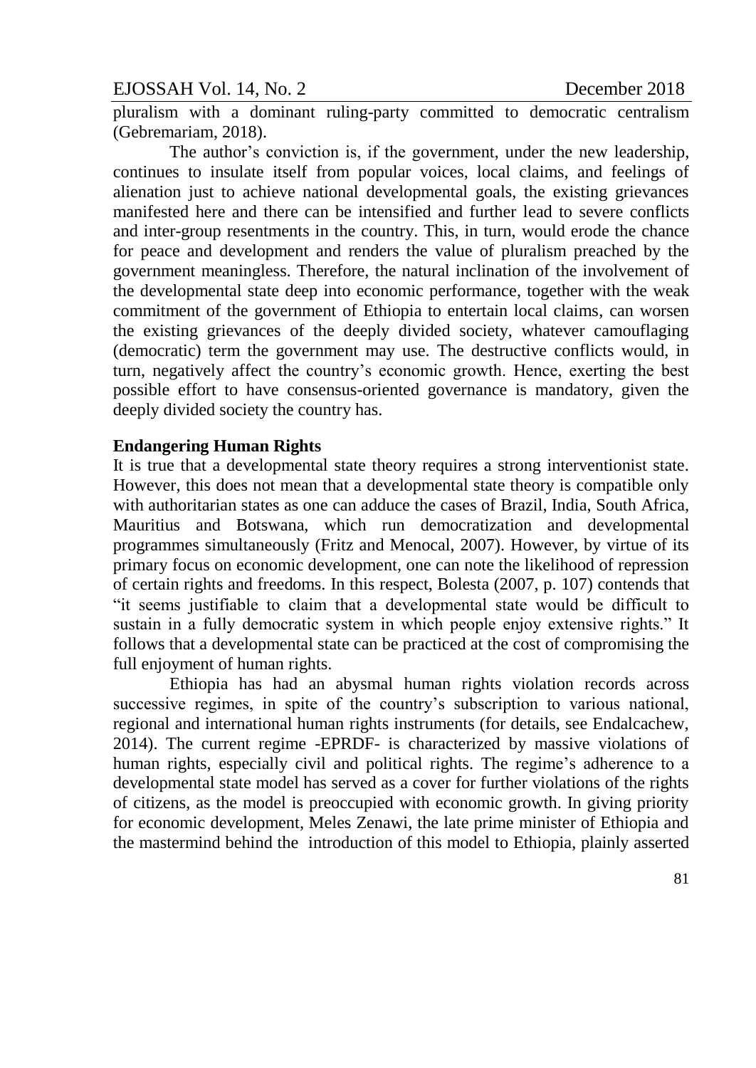pluralism with a dominant ruling-party committed to democratic centralism (Gebremariam, 2018).

The author's conviction is, if the government, under the new leadership, continues to insulate itself from popular voices, local claims, and feelings of alienation just to achieve national developmental goals, the existing grievances manifested here and there can be intensified and further lead to severe conflicts and inter-group resentments in the country. This, in turn, would erode the chance for peace and development and renders the value of pluralism preached by the government meaningless. Therefore, the natural inclination of the involvement of the developmental state deep into economic performance, together with the weak commitment of the government of Ethiopia to entertain local claims, can worsen the existing grievances of the deeply divided society, whatever camouflaging (democratic) term the government may use. The destructive conflicts would, in turn, negatively affect the country's economic growth. Hence, exerting the best possible effort to have consensus-oriented governance is mandatory, given the deeply divided society the country has.

**Endangering Human Rights**

It is true that a developmental state theory requires a strong interventionist state. However, this does not mean that a developmental state theory is compatible only with authoritarian states as one can adduce the cases of Brazil, India, South Africa, Mauritius and Botswana, which run democratization and developmental programmes simultaneously (Fritz and Menocal, 2007). However, by virtue of its primary focus on economic development, one can note the likelihood of repression of certain rights and freedoms. In this respect, Bolesta (2007, p. 107) contends that "it seems justifiable to claim that a developmental state would be difficult to sustain in a fully democratic system in which people enjoy extensive rights." It follows that a developmental state can be practiced at the cost of compromising the full enjoyment of human rights.

Ethiopia has had an abysmal human rights violation records across successive regimes, in spite of the country's subscription to various national, regional and international human rights instruments (for details, see Endalcachew, 2014). The current regime -EPRDF- is characterized by massive violations of human rights, especially civil and political rights. The regime's adherence to a developmental state model has served as a cover for further violations of the rights of citizens, as the model is preoccupied with economic growth. In giving priority for economic development, Meles Zenawi, the late prime minister of Ethiopia and the mastermind behind the introduction of this model to Ethiopia, plainly asserted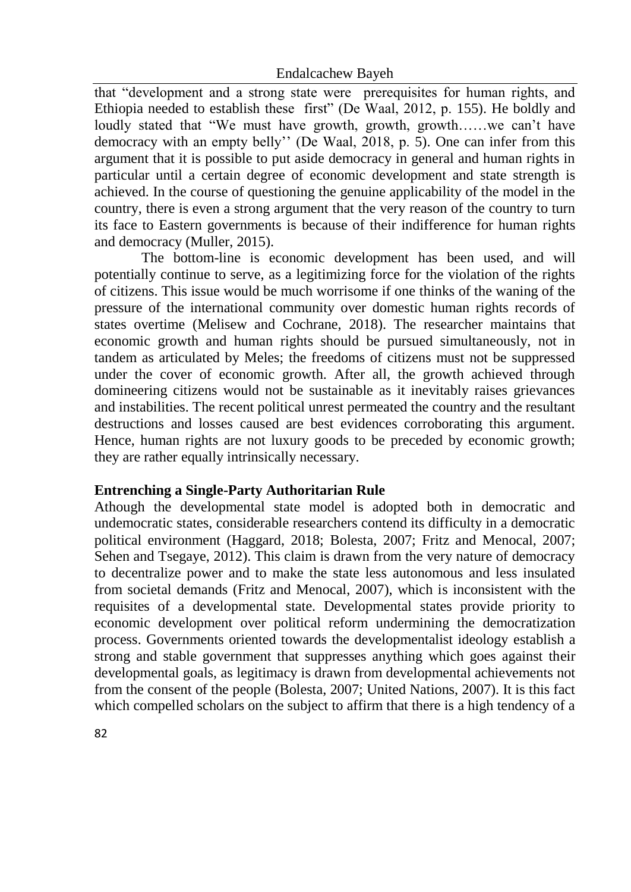that "development and a strong state were prerequisites for human rights, and Ethiopia needed to establish these first" (De Waal, 2012, p. 155). He boldly and loudly stated that "We must have growth, growth, growth……we can't have democracy with an empty belly'' (De Waal, 2018, p. 5). One can infer from this argument that it is possible to put aside democracy in general and human rights in particular until a certain degree of economic development and state strength is achieved. In the course of questioning the genuine applicability of the model in the country, there is even a strong argument that the very reason of the country to turn its face to Eastern governments is because of their indifference for human rights and democracy (Muller, 2015).

The bottom-line is economic development has been used, and will potentially continue to serve, as a legitimizing force for the violation of the rights of citizens. This issue would be much worrisome if one thinks of the waning of the pressure of the international community over domestic human rights records of states overtime (Melisew and Cochrane, 2018). The researcher maintains that economic growth and human rights should be pursued simultaneously, not in tandem as articulated by Meles; the freedoms of citizens must not be suppressed under the cover of economic growth. After all, the growth achieved through domineering citizens would not be sustainable as it inevitably raises grievances and instabilities. The recent political unrest permeated the country and the resultant destructions and losses caused are best evidences corroborating this argument. Hence, human rights are not luxury goods to be preceded by economic growth; they are rather equally intrinsically necessary.

## Entrenching a Single-Party Authoritarian Rule

Athough the developmental state model is adopted both in democratic and undemocratic states, considerable researchers contend its difficulty in a democratic political environment (Haggard, 2018; Bolesta, 2007; Fritz and Menocal, 2007; Sehen and Tsegaye, 2012). This claim is drawn from the very nature of democracy to decentralize power and to make the state less autonomous and less insulated from societal demands (Fritz and Menocal, 2007), which is inconsistent with the requisites of a developmental state. Developmental states provide priority to economic development over political reform undermining the democratization process. Governments oriented towards the developmentalist ideology establish a strong and stable government that suppresses anything which goes against their developmental goals, as legitimacy is drawn from developmental achievements not from the consent of the people (Bolesta, 2007; United Nations, 2007). It is this fact which compelled scholars on the subject to affirm that there is a high tendency of a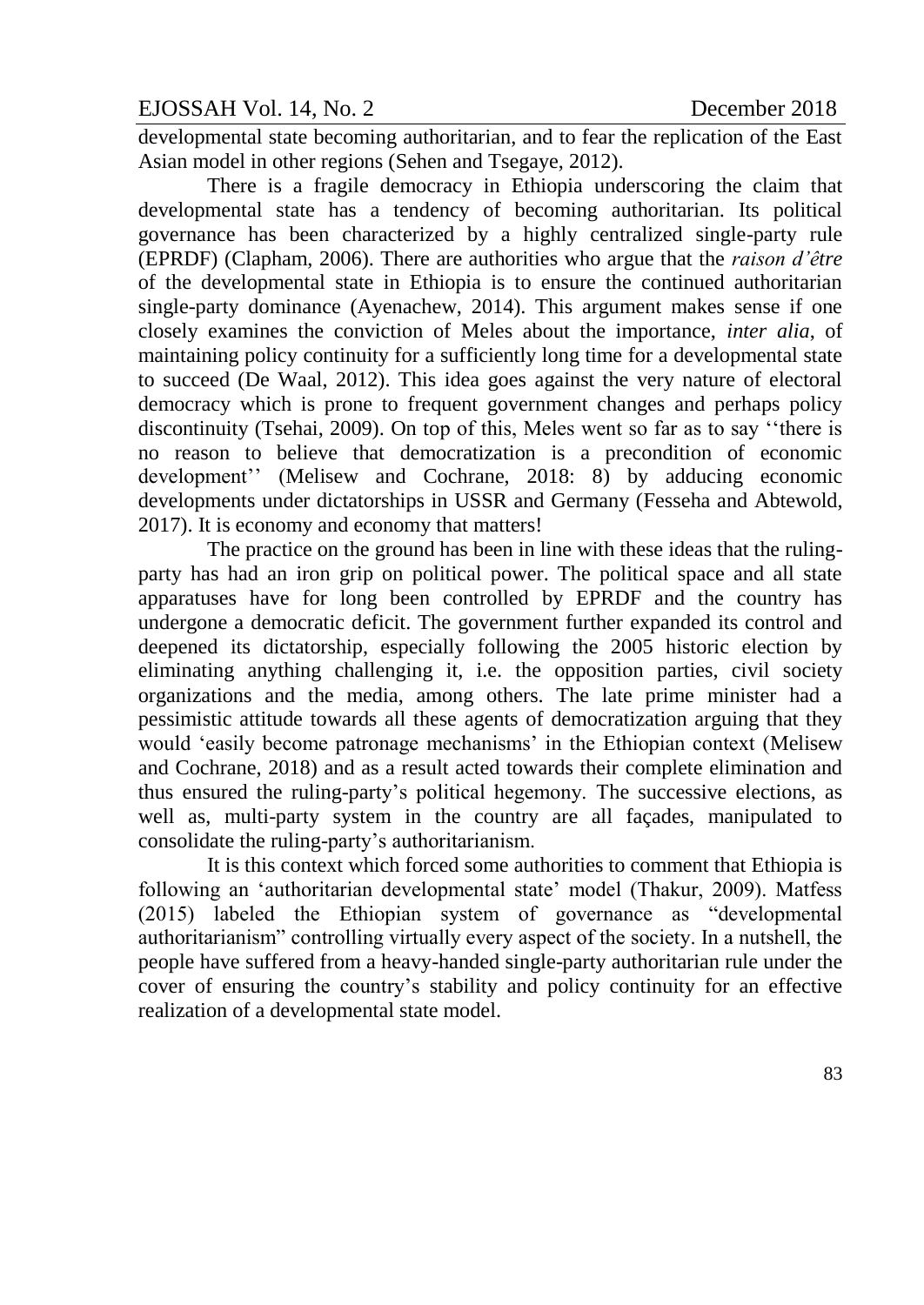developmental state becoming authoritarian, and to fear the replication of the East Asian model in other regions (Sehen and Tsegaye, 2012).

There is a fragile democracy in Ethiopia underscoring the claim that developmental state has a tendency of becoming authoritarian. Its political governance has been characterized by a highly centralized single-party rule (EPRDF) (Clapham, 2006). There are authorities who argue that the *raison d'être* of the developmental state in Ethiopia is to ensure the continued authoritarian single-party dominance (Ayenachew, 2014). This argument makes sense if one closely examines the conviction of Meles about the importance, *inter alia*, of maintaining policy continuity for a sufficiently long time for a developmental state to succeed (De Waal, 2012). This idea goes against the very nature of electoral democracy which is prone to frequent government changes and perhaps policy discontinuity (Tsehai, 2009). On top of this, Meles went so far as to say ''there is no reason to believe that democratization is a precondition of economic development'' (Melisew and Cochrane, 2018: 8) by adducing economic developments under dictatorships in USSR and Germany (Fesseha and Abtewold, 2017). It is economy and economy that matters!

The practice on the ground has been in line with these ideas that the ruling-party has had an iron grip on political power. The political space and all state apparatuses have for long been controlled by EPRDF and the country has undergone a democratic deficit. The government further expanded its control and deepened its dictatorship, especially following the 2005 historic election by eliminating anything challenging it, i.e. the opposition parties, civil society organizations and the media, among others. The late prime minister had a pessimistic attitude towards all these agents of democratization arguing that they would 'easily become patronage mechanisms' in the Ethiopian context (Melisew and Cochrane, 2018) and as a result acted towards their complete elimination and thus ensured the ruling-party's political hegemony. The successive elections, as well as, multi-party system in the country are all façades, manipulated to consolidate the ruling-party's authoritarianism.

It is this context which forced some authorities to comment that Ethiopia is following an 'authoritarian developmental state' model (Thakur, 2009). Matfess (2015) labeled the Ethiopian system of governance as "developmental authoritarianism" controlling virtually every aspect of the society. In a nutshell, the people have suffered from a heavy-handed single-party authoritarian rule under the cover of ensuring the country's stability and policy continuity for an effective realization of a developmental state model.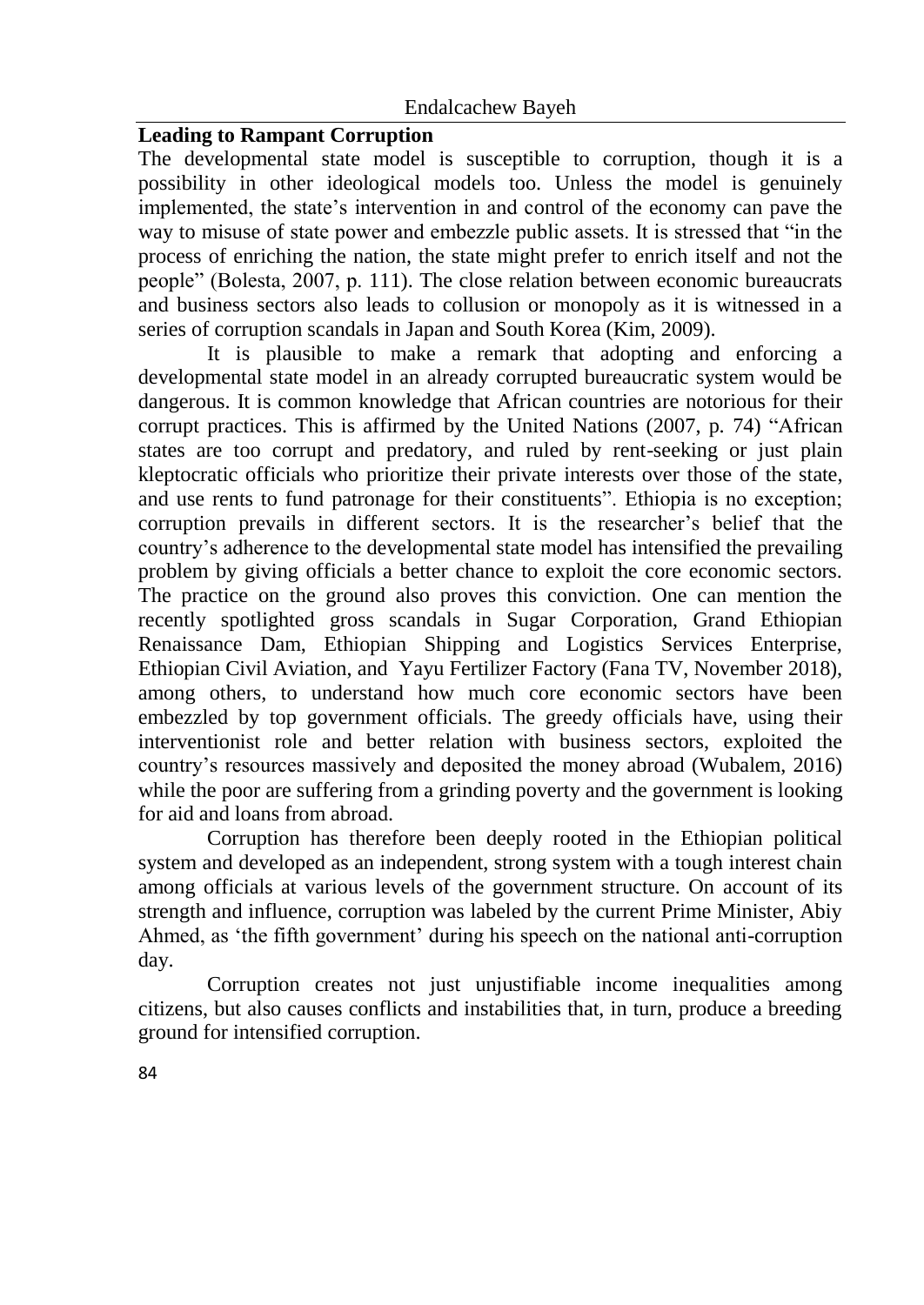**Leading to Rampant Corruption**

The developmental state model is susceptible to corruption, though it is a possibility in other ideological models too. Unless the model is genuinely implemented, the state's intervention in and control of the economy can pave the way to misuse of state power and embezzle public assets. It is stressed that "in the process of enriching the nation, the state might prefer to enrich itself and not the people" (Bolesta, 2007, p. 111). The close relation between economic bureaucrats and business sectors also leads to collusion or monopoly as it is witnessed in a series of corruption scandals in Japan and South Korea (Kim, 2009).

It is plausible to make a remark that adopting and enforcing a developmental state model in an already corrupted bureaucratic system would be dangerous. It is common knowledge that African countries are notorious for their corrupt practices. This is affirmed by the United Nations (2007, p. 74) "African states are too corrupt and predatory, and ruled by rent-seeking or just plain kleptocratic officials who prioritize their private interests over those of the state, and use rents to fund patronage for their constituents". Ethiopia is no exception; corruption prevails in different sectors. It is the researcher's belief that the country's adherence to the developmental state model has intensified the prevailing problem by giving officials a better chance to exploit the core economic sectors. The practice on the ground also proves this conviction. One can mention the recently spotlighted gross scandals in Sugar Corporation, Grand Ethiopian Renaissance Dam, Ethiopian Shipping and Logistics Services Enterprise, Ethiopian Civil Aviation, and Yayu Fertilizer Factory (Fana TV, November 2018), among others, to understand how much core economic sectors have been embezzled by top government officials. The greedy officials have, using their interventionist role and better relation with business sectors, exploited the country's resources massively and deposited the money abroad (Wubalem, 2016) while the poor are suffering from a grinding poverty and the government is looking for aid and loans from abroad.

Corruption has therefore been deeply rooted in the Ethiopian political system and developed as an independent, strong system with a tough interest chain among officials at various levels of the government structure. On account of its strength and influence, corruption was labeled by the current Prime Minister, Abiy Ahmed, as 'the fifth government' during his speech on the national anti-corruption day.

Corruption creates not just unjustifiable income inequalities among citizens, but also causes conflicts and instabilities that, in turn, produce a breeding ground for intensified corruption.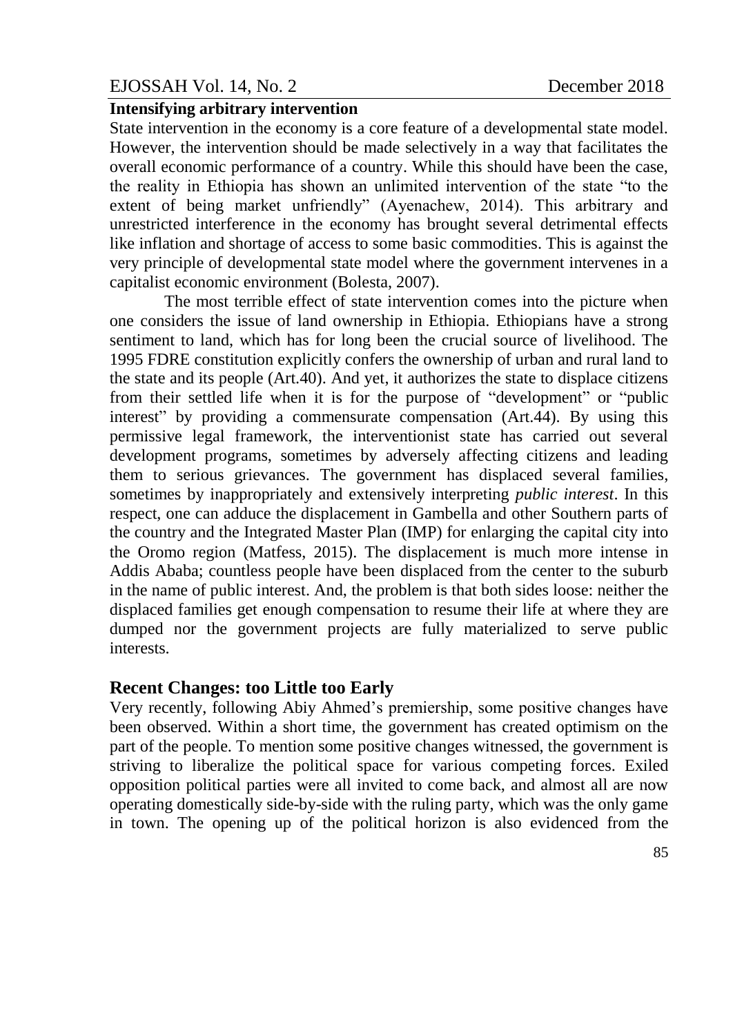### Intensifying arbitrary intervention

State intervention in the economy is a core feature of a developmental state model. However, the intervention should be made selectively in a way that facilitates the overall economic performance of a country. While this should have been the case, the reality in Ethiopia has shown an unlimited intervention of the state "to the extent of being market unfriendly" (Ayenachew, 2014). This arbitrary and unrestricted interference in the economy has brought several detrimental effects like inflation and shortage of access to some basic commodities. This is against the very principle of developmental state model where the government intervenes in a capitalist economic environment (Bolesta, 2007).

The most terrible effect of state intervention comes into the picture when one considers the issue of land ownership in Ethiopia. Ethiopians have a strong sentiment to land, which has for long been the crucial source of livelihood. The 1995 FDRE constitution explicitly confers the ownership of urban and rural land to the state and its people (Art.40). And yet, it authorizes the state to displace citizens from their settled life when it is for the purpose of "development" or "public interest" by providing a commensurate compensation (Art.44). By using this permissive legal framework, the interventionist state has carried out several development programs, sometimes by adversely affecting citizens and leading them to serious grievances. The government has displaced several families, sometimes by inappropriately and extensively interpreting *public interest*. In this respect, one can adduce the displacement in Gambella and other Southern parts of the country and the Integrated Master Plan (IMP) for enlarging the capital city into the Oromo region (Matfess, 2015). The displacement is much more intense in Addis Ababa; countless people have been displaced from the center to the suburb in the name of public interest. And, the problem is that both sides loose: neither the displaced families get enough compensation to resume their life at where they are dumped nor the government projects are fully materialized to serve public interests.

## Recent Changes: too Little too Early

Very recently, following Abiy Ahmed's premiership, some positive changes have been observed. Within a short time, the government has created optimism on the part of the people. To mention some positive changes witnessed, the government is striving to liberalize the political space for various competing forces. Exiled opposition political parties were all invited to come back, and almost all are now operating domestically side-by-side with the ruling party, which was the only game in town. The opening up of the political horizon is also evidenced from the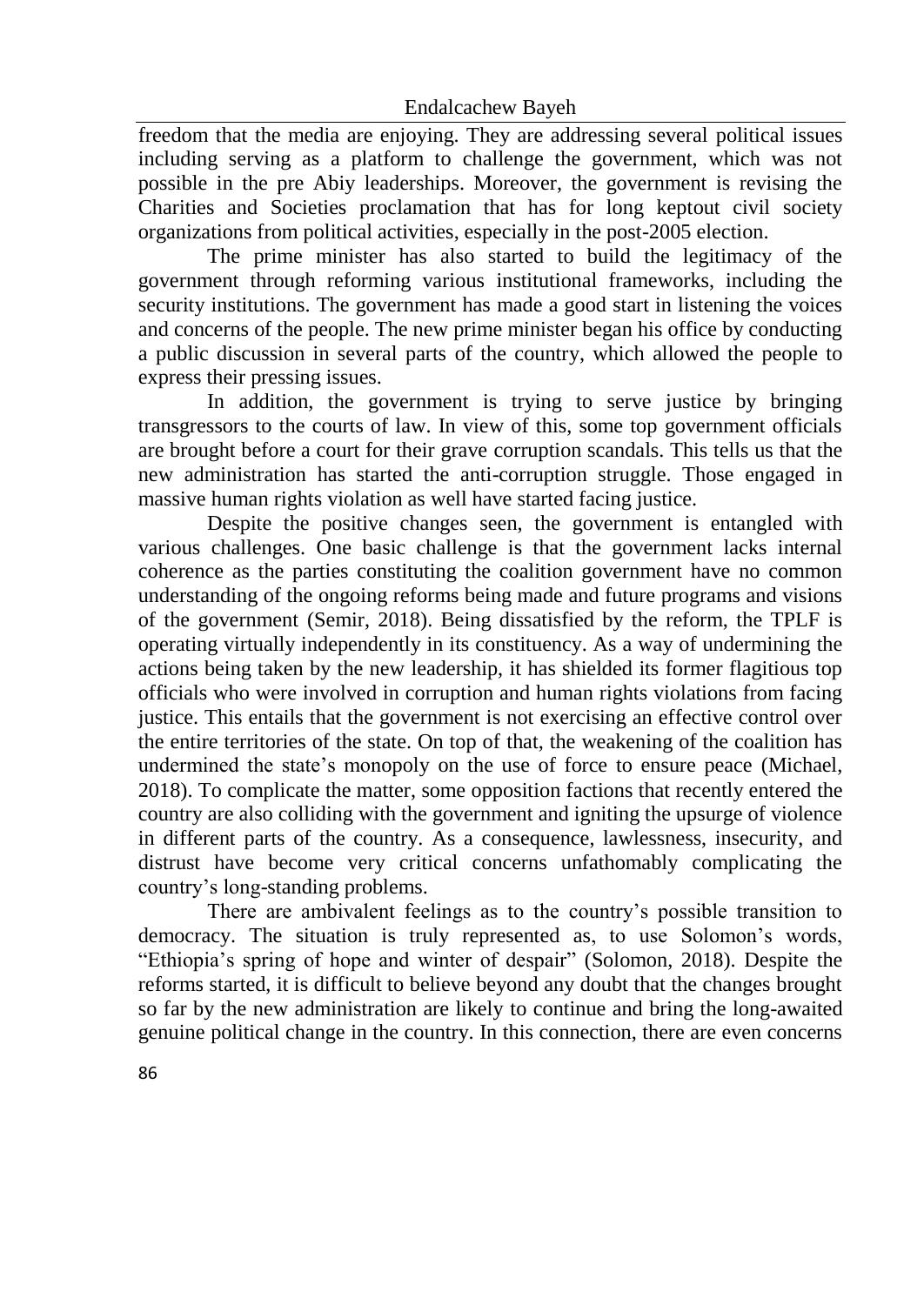freedom that the media are enjoying. They are addressing several political issues including serving as a platform to challenge the government, which was not possible in the pre Abiy leaderships. Moreover, the government is revising the Charities and Societies proclamation that has for long keptout civil society organizations from political activities, especially in the post-2005 election.

The prime minister has also started to build the legitimacy of the government through reforming various institutional frameworks, including the security institutions. The government has made a good start in listening the voices and concerns of the people. The new prime minister began his office by conducting a public discussion in several parts of the country, which allowed the people to express their pressing issues.

In addition, the government is trying to serve justice by bringing transgressors to the courts of law. In view of this, some top government officials are brought before a court for their grave corruption scandals. This tells us that the new administration has started the anti-corruption struggle. Those engaged in massive human rights violation as well have started facing justice.

Despite the positive changes seen, the government is entangled with various challenges. One basic challenge is that the government lacks internal coherence as the parties constituting the coalition government have no common understanding of the ongoing reforms being made and future programs and visions of the government (Semir, 2018). Being dissatisfied by the reform, the TPLF is operating virtually independently in its constituency. As a way of undermining the actions being taken by the new leadership, it has shielded its former flagitious top officials who were involved in corruption and human rights violations from facing justice. This entails that the government is not exercising an effective control over the entire territories of the state. On top of that, the weakening of the coalition has undermined the state's monopoly on the use of force to ensure peace (Michael, 2018). To complicate the matter, some opposition factions that recently entered the country are also colliding with the government and igniting the upsurge of violence in different parts of the country. As a consequence, lawlessness, insecurity, and distrust have become very critical concerns unfathomably complicating the country's long-standing problems.

There are ambivalent feelings as to the country's possible transition to democracy. The situation is truly represented as, to use Solomon's words, "Ethiopia's spring of hope and winter of despair" (Solomon, 2018). Despite the reforms started, it is difficult to believe beyond any doubt that the changes brought so far by the new administration are likely to continue and bring the long-awaited genuine political change in the country. In this connection, there are even concerns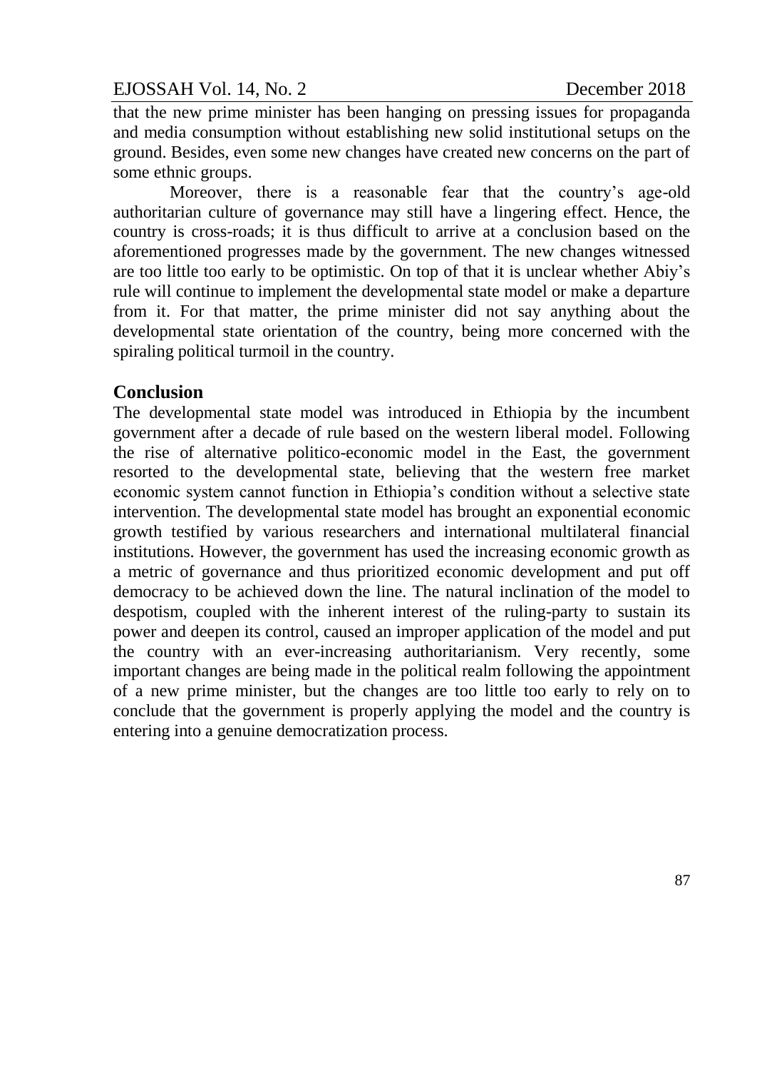that the new prime minister has been hanging on pressing issues for propaganda and media consumption without establishing new solid institutional setups on the ground. Besides, even some new changes have created new concerns on the part of some ethnic groups.

Moreover, there is a reasonable fear that the country's age-old authoritarian culture of governance may still have a lingering effect. Hence, the country is cross-roads; it is thus difficult to arrive at a conclusion based on the aforementioned progresses made by the government. The new changes witnessed are too little too early to be optimistic. On top of that it is unclear whether Abiy's rule will continue to implement the developmental state model or make a departure from it. For that matter, the prime minister did not say anything about the developmental state orientation of the country, being more concerned with the spiraling political turmoil in the country.

## Conclusion

The developmental state model was introduced in Ethiopia by the incumbent government after a decade of rule based on the western liberal model. Following the rise of alternative politico-economic model in the East, the government resorted to the developmental state, believing that the western free market economic system cannot function in Ethiopia's condition without a selective state intervention. The developmental state model has brought an exponential economic growth testified by various researchers and international multilateral financial institutions. However, the government has used the increasing economic growth as a metric of governance and thus prioritized economic development and put off democracy to be achieved down the line. The natural inclination of the model to despotism, coupled with the inherent interest of the ruling-party to sustain its power and deepen its control, caused an improper application of the model and put the country with an ever-increasing authoritarianism. Very recently, some important changes are being made in the political realm following the appointment of a new prime minister, but the changes are too little too early to rely on to conclude that the government is properly applying the model and the country is entering into a genuine democratization process.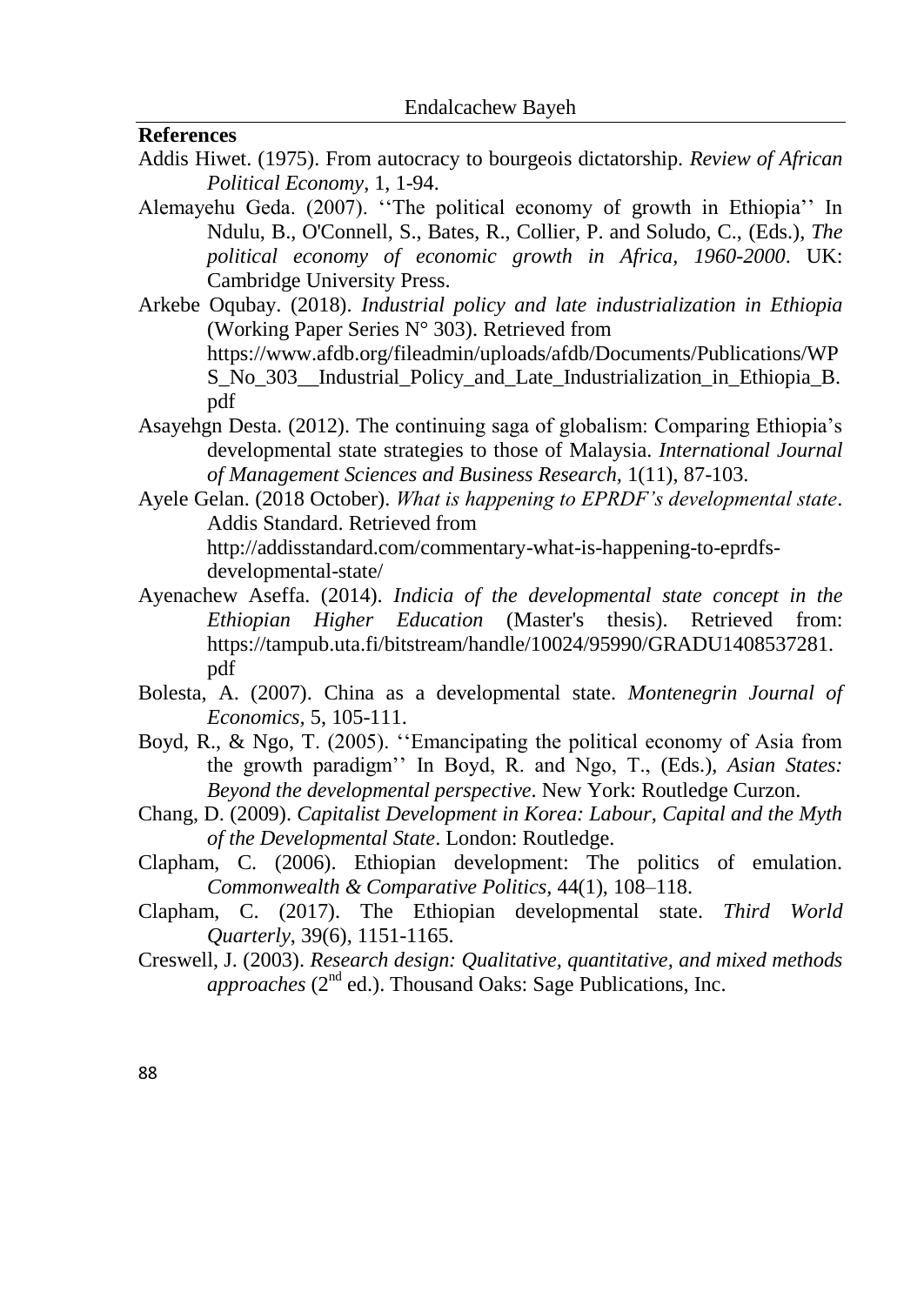**References**

Addis Hiwet. (1975). From autocracy to bourgeois dictatorship. *Review of African Political Economy*, 1, 1-94.

Alemayehu Geda. (2007). ''The political economy of growth in Ethiopia'' In Ndulu, B., O'Connell, S., Bates, R., Collier, P. and Soludo, C., (Eds.), *The political economy of economic growth in Africa, 1960-2000*. UK: Cambridge University Press.

Arkebe Oqubay. (2018). *Industrial policy and late industrialization in Ethiopia* (Working Paper Series N° 303). Retrieved from https://www.afdb.org/fileadmin/uploads/afdb/Documents/Publications/WPS_No_303__Industrial_Policy_and_Late_Industrialization_in_Ethiopia_B.pdf

Asayehgn Desta. (2012). The continuing saga of globalism: Comparing Ethiopia's developmental state strategies to those of Malaysia. *International Journal of Management Sciences and Business Research,* 1(11), 87-103.

Ayele Gelan. (2018 October). *What is happening to EPRDF's developmental state*. Addis Standard. Retrieved from http://addisstandard.com/commentary-what-is-happening-to-eprdfs-developmental-state/

Ayenachew Aseffa. (2014). *Indicia of the developmental state concept in the Ethiopian Higher Education* (Master's thesis). Retrieved from: https://tampub.uta.fi/bitstream/handle/10024/95990/GRADU1408537281.pdf

Bolesta, A. (2007). China as a developmental state. *Montenegrin Journal of Economics,* 5, 105-111.

Boyd, R., & Ngo, T. (2005). ''Emancipating the political economy of Asia from the growth paradigm'' In Boyd, R. and Ngo, T., (Eds.), *Asian States: Beyond the developmental perspective*. New York: Routledge Curzon.

Chang, D. (2009). *Capitalist Development in Korea: Labour, Capital and the Myth of the Developmental State*. London: Routledge.

Clapham, C. (2006). Ethiopian development: The politics of emulation. *Commonwealth & Comparative Politics,* 44(1), 108–118.

Clapham, C. (2017). The Ethiopian developmental state. *Third World Quarterly*, 39(6), 1151-1165.

Creswell, J. (2003). *Research design: Qualitative, quantitative, and mixed methods approaches* (2nd ed.). Thousand Oaks: Sage Publications, Inc.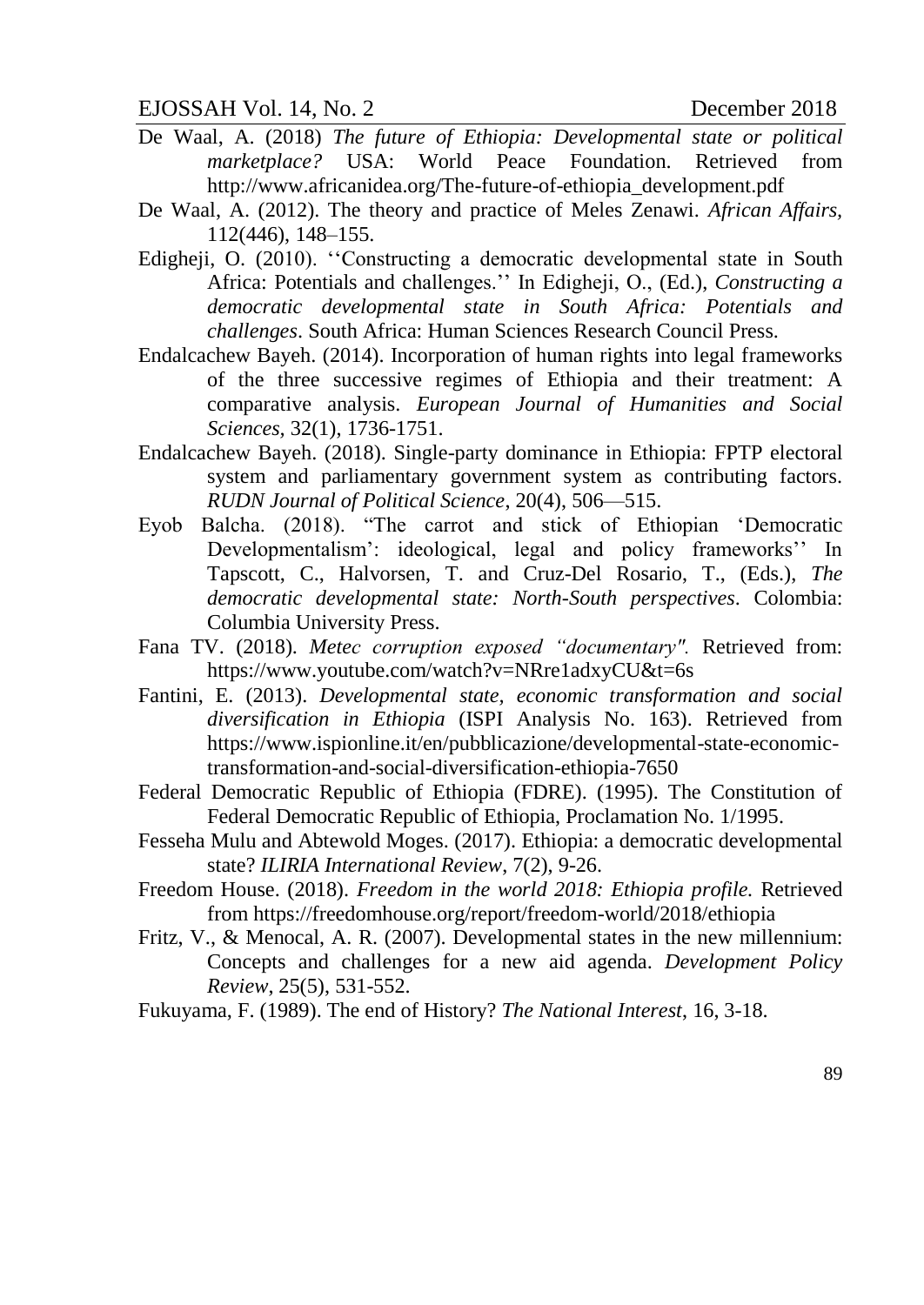De Waal, A. (2018) *The future of Ethiopia: Developmental state or political marketplace?* USA: World Peace Foundation. Retrieved from http://www.africanidea.org/The-future-of-ethiopia_development.pdf

De Waal, A. (2012). The theory and practice of Meles Zenawi. *African Affairs,* 112(446), 148–155.

Edigheji, O. (2010). ''Constructing a democratic developmental state in South Africa: Potentials and challenges.'' In Edigheji, O., (Ed.), *Constructing a democratic developmental state in South Africa: Potentials and challenges*. South Africa: Human Sciences Research Council Press.

Endalcachew Bayeh. (2014). Incorporation of human rights into legal frameworks of the three successive regimes of Ethiopia and their treatment: A comparative analysis. *European Journal of Humanities and Social Sciences*, 32(1), 1736-1751.

Endalcachew Bayeh. (2018). Single-party dominance in Ethiopia: FPTP electoral system and parliamentary government system as contributing factors. *RUDN Journal of Political Science*, 20(4), 506—515.

Eyob Balcha. (2018). "The carrot and stick of Ethiopian 'Democratic Developmentalism': ideological, legal and policy frameworks'' In Tapscott, C., Halvorsen, T. and Cruz-Del Rosario, T., (Eds.), *The democratic developmental state: North-South perspectives*. Colombia: Columbia University Press.

Fana TV. (2018). *Metec corruption exposed "documentary".* Retrieved from: https://www.youtube.com/watch?v=NRre1adxyCU&t=6s

Fantini, E. (2013). *Developmental state, economic transformation and social diversification in Ethiopia* (ISPI Analysis No. 163). Retrieved from https://www.ispionline.it/en/pubblicazione/developmental-state-economic-transformation-and-social-diversification-ethiopia-7650

Federal Democratic Republic of Ethiopia (FDRE). (1995). The Constitution of Federal Democratic Republic of Ethiopia, Proclamation No. 1/1995.

Fesseha Mulu and Abtewold Moges. (2017). Ethiopia: a democratic developmental state? *ILIRIA International Review*, 7(2), 9-26.

Freedom House. (2018). *Freedom in the world 2018: Ethiopia profile.* Retrieved from https://freedomhouse.org/report/freedom-world/2018/ethiopia

Fritz, V., & Menocal, A. R. (2007). Developmental states in the new millennium: Concepts and challenges for a new aid agenda. *Development Policy Review*, 25(5), 531-552.

Fukuyama, F. (1989). The end of History? *The National Interest*, 16, 3-18.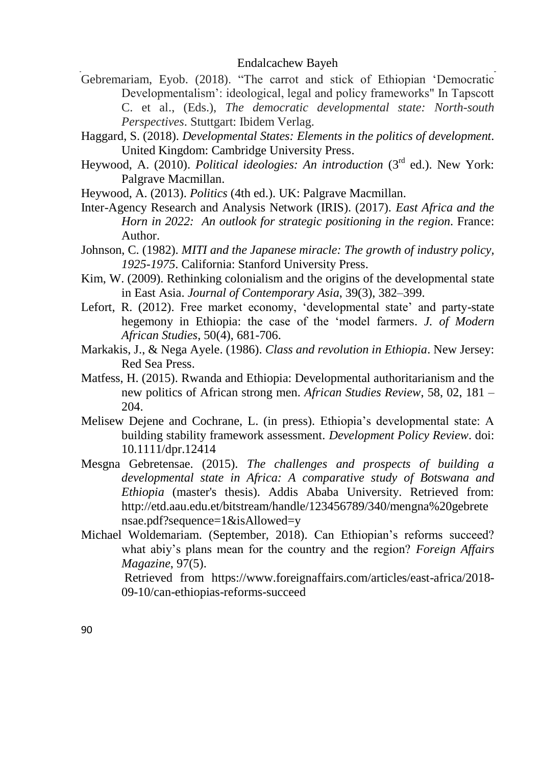Gebremariam, Eyob. (2018). "The carrot and stick of Ethiopian 'Democratic Developmentalism': ideological, legal and policy frameworks" In Tapscott C. et al., (Eds.), *The democratic developmental state: North-south Perspectives*. Stuttgart: Ibidem Verlag.

Haggard, S. (2018). *Developmental States: Elements in the politics of development*. United Kingdom: Cambridge University Press.

Heywood, A. (2010). *Political ideologies: An introduction* (3rd ed.). New York: Palgrave Macmillan.

Heywood, A. (2013). *Politics* (4th ed.). UK: Palgrave Macmillan.

Inter-Agency Research and Analysis Network (IRIS). (2017). *East Africa and the Horn in 2022: An outlook for strategic positioning in the region*. France: Author.

Johnson, C. (1982). *MITI and the Japanese miracle: The growth of industry policy, 1925-1975*. California: Stanford University Press.

Kim, W. (2009). Rethinking colonialism and the origins of the developmental state in East Asia. *Journal of Contemporary Asia*, 39(3), 382–399.

Lefort, R. (2012). Free market economy, 'developmental state' and party-state hegemony in Ethiopia: the case of the 'model farmers. *J. of Modern African Studies*, 50(4), 681-706.

Markakis, J., & Nega Ayele. (1986). *Class and revolution in Ethiopia*. New Jersey: Red Sea Press.

Matfess, H. (2015). Rwanda and Ethiopia: Developmental authoritarianism and the new politics of African strong men. *African Studies Review*, 58, 02, 181 – 204.

Melisew Dejene and Cochrane, L. (in press). Ethiopia's developmental state: A building stability framework assessment. *Development Policy Review*. doi: 10.1111/dpr.12414

Mesgna Gebretensae. (2015). *The challenges and prospects of building a developmental state in Africa: A comparative study of Botswana and Ethiopia* (master's thesis). Addis Ababa University. Retrieved from: http://etd.aau.edu.et/bitstream/handle/123456789/340/mengna%20gebretensae.pdf?sequence=1&isAllowed=y

Michael Woldemariam. (September, 2018). Can Ethiopian's reforms succeed? what abiy's plans mean for the country and the region? *Foreign Affairs Magazine*, 97(5). Retrieved from https://www.foreignaffairs.com/articles/east-africa/2018-09-10/can-ethiopias-reforms-succeed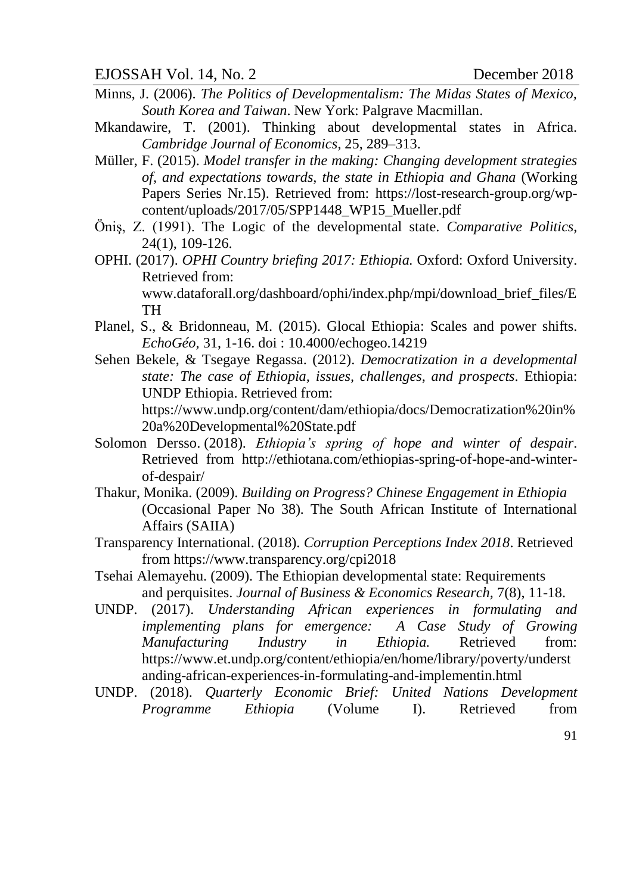Minns, J. (2006). *The Politics of Developmentalism: The Midas States of Mexico, South Korea and Taiwan*. New York: Palgrave Macmillan.

Mkandawire, T. (2001). Thinking about developmental states in Africa. *Cambridge Journal of Economics*, 25, 289–313.

Müller, F. (2015). *Model transfer in the making: Changing development strategies of, and expectations towards, the state in Ethiopia and Ghana* (Working Papers Series Nr.15). Retrieved from: https://lost-research-group.org/wp-content/uploads/2017/05/SPP1448_WP15_Mueller.pdf

Öniş, Z. (1991). The Logic of the developmental state. *Comparative Politics*, 24(1), 109-126.

OPHI. (2017). *OPHI Country briefing 2017: Ethiopia.* Oxford: Oxford University. Retrieved from: www.dataforall.org/dashboard/ophi/index.php/mpi/download_brief_files/ETH

Planel, S., & Bridonneau, M. (2015). Glocal Ethiopia: Scales and power shifts. *EchoGéo*, 31, 1-16. doi : 10.4000/echogeo.14219

Sehen Bekele, & Tsegaye Regassa. (2012). *Democratization in a developmental state: The case of Ethiopia, issues, challenges, and prospects*. Ethiopia: UNDP Ethiopia. Retrieved from: https://www.undp.org/content/dam/ethiopia/docs/Democratization%20in%20a%20Developmental%20State.pdf

Solomon Dersso. (2018). *Ethiopia's spring of hope and winter of despair*. Retrieved from http://ethiotana.com/ethiopias-spring-of-hope-and-winter-of-despair/

Thakur, Monika. (2009). *Building on Progress? Chinese Engagement in Ethiopia* (Occasional Paper No 38). The South African Institute of International Affairs (SAIIA)

Transparency International. (2018). *Corruption Perceptions Index 2018*. Retrieved from https://www.transparency.org/cpi2018

Tsehai Alemayehu. (2009). The Ethiopian developmental state: Requirements and perquisites. *Journal of Business & Economics Research*, 7(8), 11-18.

UNDP. (2017). *Understanding African experiences in formulating and implementing plans for emergence: A Case Study of Growing Manufacturing Industry in Ethiopia.* Retrieved from: https://www.et.undp.org/content/ethiopia/en/home/library/poverty/understanding-african-experiences-in-formulating-and-implementin.html

UNDP. (2018). *Quarterly Economic Brief: United Nations Development Programme Ethiopia* (Volume I). Retrieved from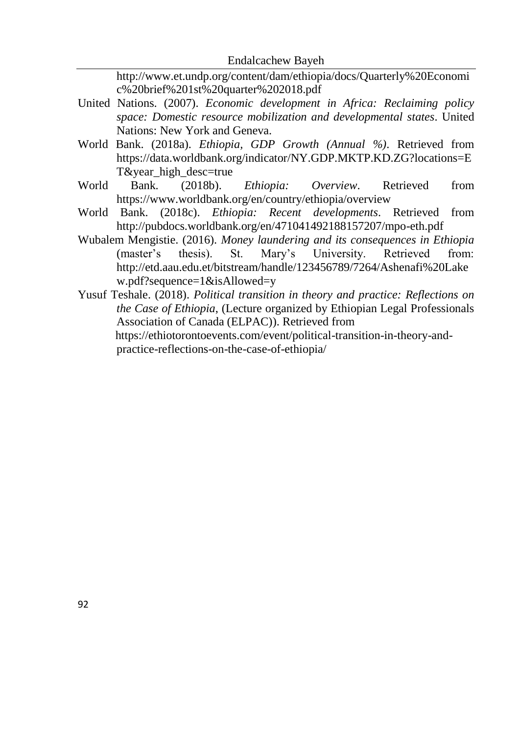http://www.et.undp.org/content/dam/ethiopia/docs/Quarterly%20Economic%20brief%201st%20quarter%202018.pdf

United Nations. (2007). *Economic development in Africa: Reclaiming policy space: Domestic resource mobilization and developmental states*. United Nations: New York and Geneva.

World Bank. (2018a). *Ethiopia, GDP Growth (Annual %)*. Retrieved from https://data.worldbank.org/indicator/NY.GDP.MKTP.KD.ZG?locations=ET&year_high_desc=true

World Bank. (2018b). *Ethiopia: Overview*. Retrieved from https://www.worldbank.org/en/country/ethiopia/overview

World Bank. (2018c). *Ethiopia: Recent developments*. Retrieved from http://pubdocs.worldbank.org/en/471041492188157207/mpo-eth.pdf

Wubalem Mengistie. (2016). *Money laundering and its consequences in Ethiopia* (master's thesis). St. Mary's University. Retrieved from: http://etd.aau.edu.et/bitstream/handle/123456789/7264/Ashenafi%20Lakew.pdf?sequence=1&isAllowed=y

Yusuf Teshale. (2018). *Political transition in theory and practice: Reflections on the Case of Ethiopia*, (Lecture organized by Ethiopian Legal Professionals Association of Canada (ELPAC)). Retrieved from https://ethiotorontoevents.com/event/political-transition-in-theory-and-practice-reflections-on-the-case-of-ethiopia/